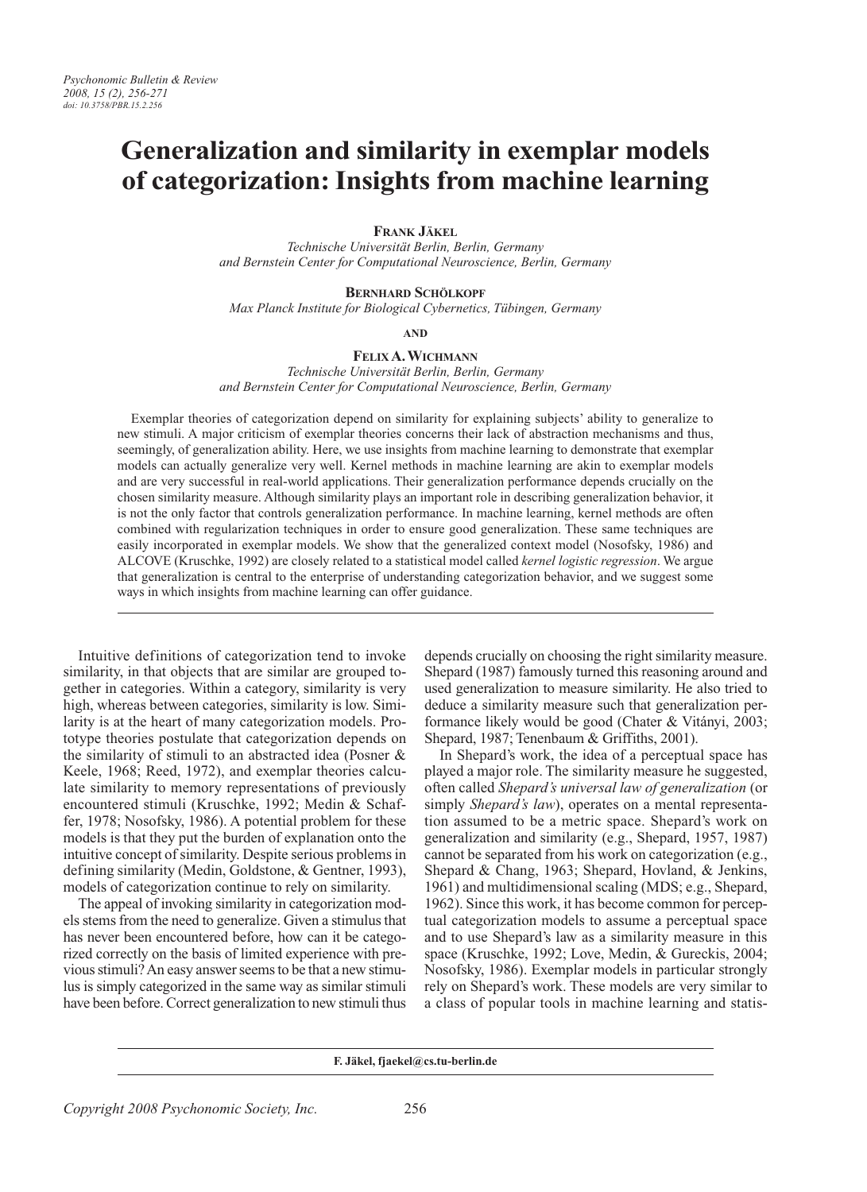# Generalization and similarity in exemplar models of categorization: Insights from machine learning

**Frank Jäkel**

*Technische Universität Berlin, Berlin, Germany*
*and Bernstein Center for Computational Neuroscience, Berlin, Germany*

**Bernhard Schölkopf**

*Max Planck Institute for Biological Cybernetics, Tübingen, Germany*

**and**

**Felix A. Wichmann**

*Technische Universität Berlin, Berlin, Germany*
*and Bernstein Center for Computational Neuroscience, Berlin, Germany*

Exemplar theories of categorization depend on similarity for explaining subjects' ability to generalize to new stimuli. A major criticism of exemplar theories concerns their lack of abstraction mechanisms and thus, seemingly, of generalization ability. Here, we use insights from machine learning to demonstrate that exemplar models can actually generalize very well. Kernel methods in machine learning are akin to exemplar models and are very successful in real-world applications. Their generalization performance depends crucially on the chosen similarity measure. Although similarity plays an important role in describing generalization behavior, it is not the only factor that controls generalization performance. In machine learning, kernel methods are often combined with regularization techniques in order to ensure good generalization. These same techniques are easily incorporated in exemplar models. We show that the generalized context model (Nosofsky, 1986) and ALCOVE (Kruschke, 1992) are closely related to a statistical model called *kernel logistic regression*. We argue that generalization is central to the enterprise of understanding categorization behavior, and we suggest some ways in which insights from machine learning can offer guidance.

Intuitive definitions of categorization tend to invoke similarity, in that objects that are similar are grouped together in categories. Within a category, similarity is very high, whereas between categories, similarity is low. Similarity is at the heart of many categorization models. Prototype theories postulate that categorization depends on the similarity of stimuli to an abstracted idea (Posner & Keele, 1968; Reed, 1972), and exemplar theories calculate similarity to memory representations of previously encountered stimuli (Kruschke, 1992; Medin & Schaffer, 1978; Nosofsky, 1986). A potential problem for these models is that they put the burden of explanation onto the intuitive concept of similarity. Despite serious problems in defining similarity (Medin, Goldstone, & Gentner, 1993), models of categorization continue to rely on similarity.

The appeal of invoking similarity in categorization models stems from the need to generalize. Given a stimulus that has never been encountered before, how can it be categorized correctly on the basis of limited experience with previous stimuli? An easy answer seems to be that a new stimulus is simply categorized in the same way as similar stimuli have been before. Correct generalization to new stimuli thus depends crucially on choosing the right similarity measure. Shepard (1987) famously turned this reasoning around and used generalization to measure similarity. He also tried to deduce a similarity measure such that generalization performance likely would be good (Chater & Vitányi, 2003; Shepard, 1987; Tenenbaum & Griffiths, 2001).

In Shepard's work, the idea of a perceptual space has played a major role. The similarity measure he suggested, often called *Shepard's universal law of generalization* (or simply *Shepard's law*), operates on a mental representation assumed to be a metric space. Shepard's work on generalization and similarity (e.g., Shepard, 1957, 1987) cannot be separated from his work on categorization (e.g., Shepard & Chang, 1963; Shepard, Hovland, & Jenkins, 1961) and multidimensional scaling (MDS; e.g., Shepard, 1962). Since this work, it has become common for perceptual categorization models to assume a perceptual space and to use Shepard's law as a similarity measure in this space (Kruschke, 1992; Love, Medin, & Gureckis, 2004; Nosofsky, 1986). Exemplar models in particular strongly rely on Shepard's work. These models are very similar to a class of popular tools in machine learning and statis-

F. Jäkel, fjaekel@cs.tu-berlin.de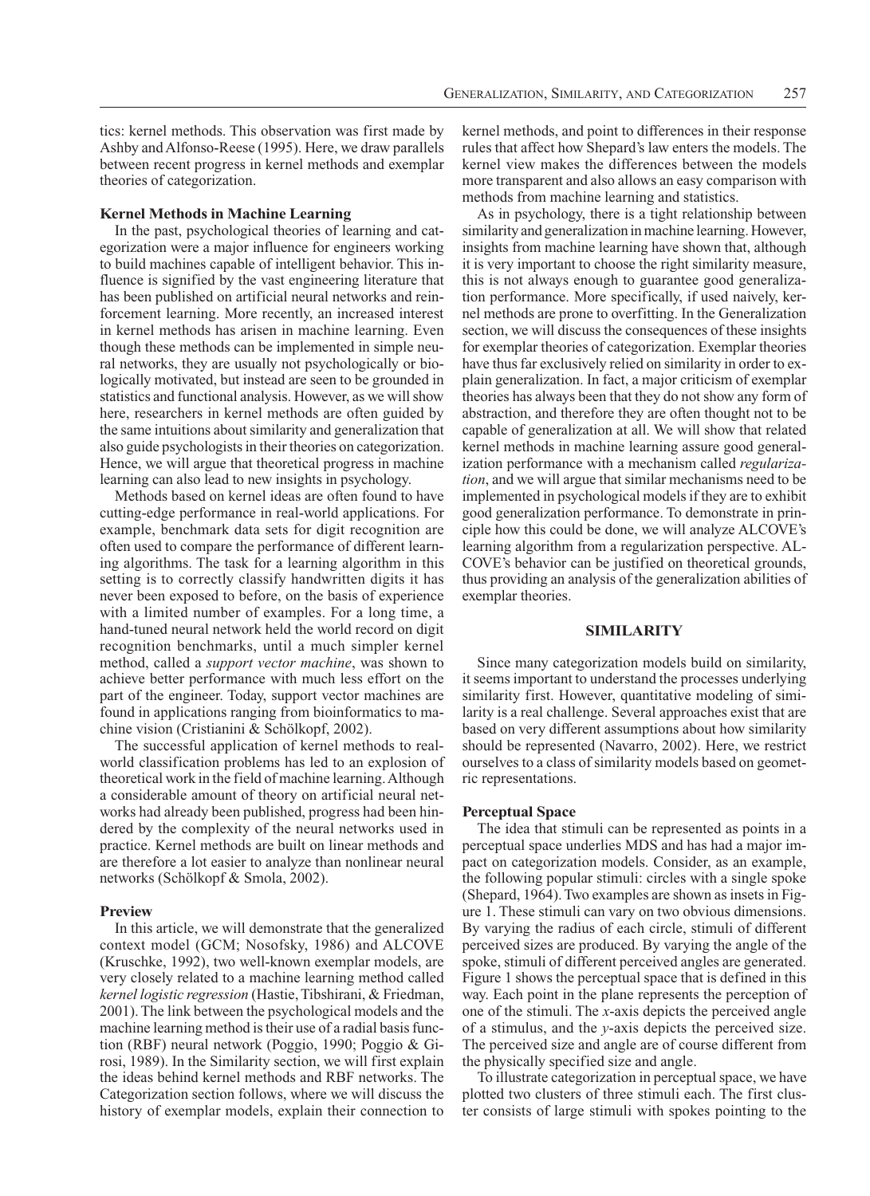tics: kernel methods. This observation was first made by Ashby and Alfonso-Reese (1995). Here, we draw parallels between recent progress in kernel methods and exemplar theories of categorization.

### Kernel Methods in Machine Learning

In the past, psychological theories of learning and categorization were a major influence for engineers working to build machines capable of intelligent behavior. This influence is signified by the vast engineering literature that has been published on artificial neural networks and reinforcement learning. More recently, an increased interest in kernel methods has arisen in machine learning. Even though these methods can be implemented in simple neural networks, they are usually not psychologically or biologically motivated, but instead are seen to be grounded in statistics and functional analysis. However, as we will show here, researchers in kernel methods are often guided by the same intuitions about similarity and generalization that also guide psychologists in their theories on categorization. Hence, we will argue that theoretical progress in machine learning can also lead to new insights in psychology.

Methods based on kernel ideas are often found to have cutting-edge performance in real-world applications. For example, benchmark data sets for digit recognition are often used to compare the performance of different learning algorithms. The task for a learning algorithm in this setting is to correctly classify handwritten digits it has never been exposed to before, on the basis of experience with a limited number of examples. For a long time, a hand-tuned neural network held the world record on digit recognition benchmarks, until a much simpler kernel method, called a *support vector machine*, was shown to achieve better performance with much less effort on the part of the engineer. Today, support vector machines are found in applications ranging from bioinformatics to machine vision (Cristianini & Schölkopf, 2002).

The successful application of kernel methods to real-world classification problems has led to an explosion of theoretical work in the field of machine learning. Although a considerable amount of theory on artificial neural networks had already been published, progress had been hindered by the complexity of the neural networks used in practice. Kernel methods are built on linear methods and are therefore a lot easier to analyze than nonlinear neural networks (Schölkopf & Smola, 2002).

### Preview

In this article, we will demonstrate that the generalized context model (GCM; Nosofsky, 1986) and ALCOVE (Kruschke, 1992), two well-known exemplar models, are very closely related to a machine learning method called *kernel logistic regression* (Hastie, Tibshirani, & Friedman, 2001). The link between the psychological models and the machine learning method is their use of a radial basis function (RBF) neural network (Poggio, 1990; Poggio & Girosi, 1989). In the Similarity section, we will first explain the ideas behind kernel methods and RBF networks. The Categorization section follows, where we will discuss the history of exemplar models, explain their connection to kernel methods, and point to differences in their response rules that affect how Shepard's law enters the models. The kernel view makes the differences between the models more transparent and also allows an easy comparison with methods from machine learning and statistics.

As in psychology, there is a tight relationship between similarity and generalization in machine learning. However, insights from machine learning have shown that, although it is very important to choose the right similarity measure, this is not always enough to guarantee good generalization performance. More specifically, if used naively, kernel methods are prone to overfitting. In the Generalization section, we will discuss the consequences of these insights for exemplar theories of categorization. Exemplar theories have thus far exclusively relied on similarity in order to explain generalization. In fact, a major criticism of exemplar theories has always been that they do not show any form of abstraction, and therefore they are often thought not to be capable of generalization at all. We will show that related kernel methods in machine learning assure good generalization performance with a mechanism called *regularization*, and we will argue that similar mechanisms need to be implemented in psychological models if they are to exhibit good generalization performance. To demonstrate in principle how this could be done, we will analyze ALCOVE's learning algorithm from a regularization perspective. ALCOVE's behavior can be justified on theoretical grounds, thus providing an analysis of the generalization abilities of exemplar theories.

## SIMILARITY

Since many categorization models build on similarity, it seems important to understand the processes underlying similarity first. However, quantitative modeling of similarity is a real challenge. Several approaches exist that are based on very different assumptions about how similarity should be represented (Navarro, 2002). Here, we restrict ourselves to a class of similarity models based on geometric representations.

### Perceptual Space

The idea that stimuli can be represented as points in a perceptual space underlies MDS and has had a major impact on categorization models. Consider, as an example, the following popular stimuli: circles with a single spoke (Shepard, 1964). Two examples are shown as insets in Figure 1. These stimuli can vary on two obvious dimensions. By varying the radius of each circle, stimuli of different perceived sizes are produced. By varying the angle of the spoke, stimuli of different perceived angles are generated. Figure 1 shows the perceptual space that is defined in this way. Each point in the plane represents the perception of one of the stimuli. The *x*-axis depicts the perceived angle of a stimulus, and the *y*-axis depicts the perceived size. The perceived size and angle are of course different from the physically specified size and angle.

To illustrate categorization in perceptual space, we have plotted two clusters of three stimuli each. The first cluster consists of large stimuli with spokes pointing to the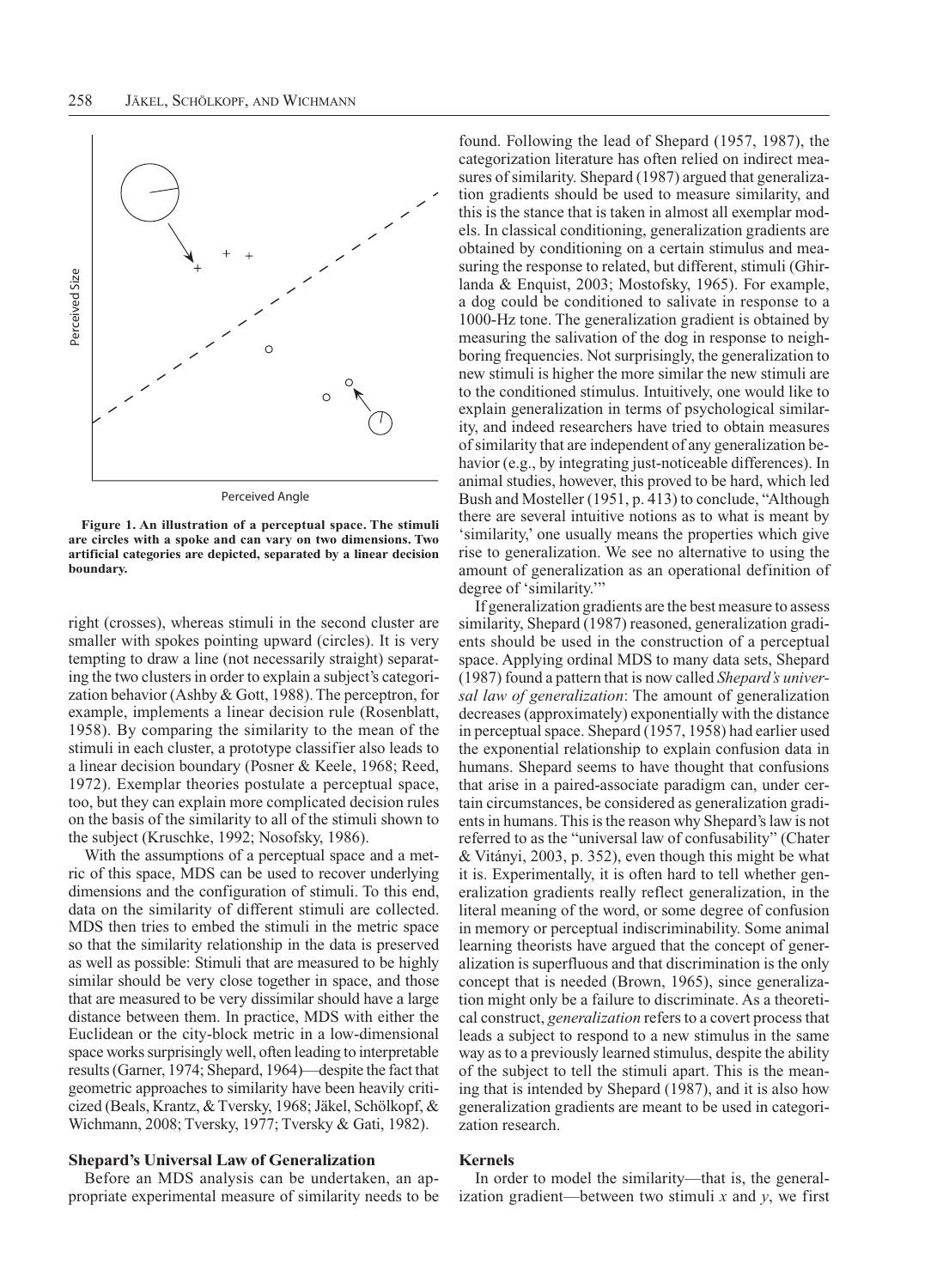Figure 1. An illustration of a perceptual space. The stimuli are circles with a spoke and can vary on two dimensions. Two artificial categories are depicted, separated by a linear decision boundary.

right (crosses), whereas stimuli in the second cluster are smaller with spokes pointing upward (circles). It is very tempting to draw a line (not necessarily straight) separating the two clusters in order to explain a subject's categorization behavior (Ashby & Gott, 1988). The perceptron, for example, implements a linear decision rule (Rosenblatt, 1958). By comparing the similarity to the mean of the stimuli in each cluster, a prototype classifier also leads to a linear decision boundary (Posner & Keele, 1968; Reed, 1972). Exemplar theories postulate a perceptual space, too, but they can explain more complicated decision rules on the basis of the similarity to all of the stimuli shown to the subject (Kruschke, 1992; Nosofsky, 1986).

With the assumptions of a perceptual space and a metric of this space, MDS can be used to recover underlying dimensions and the configuration of stimuli. To this end, data on the similarity of different stimuli are collected. MDS then tries to embed the stimuli in the metric space so that the similarity relationship in the data is preserved as well as possible: Stimuli that are measured to be highly similar should be very close together in space, and those that are measured to be very dissimilar should have a large distance between them. In practice, MDS with either the Euclidean or the city-block metric in a low-dimensional space works surprisingly well, often leading to interpretable results (Garner, 1974; Shepard, 1964)—despite the fact that geometric approaches to similarity have been heavily criticized (Beals, Krantz, & Tversky, 1968; Jäkel, Schölkopf, & Wichmann, 2008; Tversky, 1977; Tversky & Gati, 1982).

## Shepard's Universal Law of Generalization

Before an MDS analysis can be undertaken, an appropriate experimental measure of similarity needs to be found. Following the lead of Shepard (1957, 1987), the categorization literature has often relied on indirect measures of similarity. Shepard (1987) argued that generalization gradients should be used to measure similarity, and this is the stance that is taken in almost all exemplar models. In classical conditioning, generalization gradients are obtained by conditioning on a certain stimulus and measuring the response to related, but different, stimuli (Ghirlanda & Enquist, 2003; Mostofsky, 1965). For example, a dog could be conditioned to salivate in response to a 1000-Hz tone. The generalization gradient is obtained by measuring the salivation of the dog in response to neighboring frequencies. Not surprisingly, the generalization to new stimuli is higher the more similar the new stimuli are to the conditioned stimulus. Intuitively, one would like to explain generalization in terms of psychological similarity, and indeed researchers have tried to obtain measures of similarity that are independent of any generalization behavior (e.g., by integrating just-noticeable differences). In animal studies, however, this proved to be hard, which led Bush and Mosteller (1951, p. 413) to conclude, "Although there are several intuitive notions as to what is meant by 'similarity,' one usually means the properties which give rise to generalization. We see no alternative to using the amount of generalization as an operational definition of degree of 'similarity.'"

If generalization gradients are the best measure to assess similarity, Shepard (1987) reasoned, generalization gradients should be used in the construction of a perceptual space. Applying ordinal MDS to many data sets, Shepard (1987) found a pattern that is now called *Shepard's universal law of generalization*: The amount of generalization decreases (approximately) exponentially with the distance in perceptual space. Shepard (1957, 1958) had earlier used the exponential relationship to explain confusion data in humans. Shepard seems to have thought that confusions that arise in a paired-associate paradigm can, under certain circumstances, be considered as generalization gradients in humans. This is the reason why Shepard's law is not referred to as the "universal law of confusability" (Chater & Vitányi, 2003, p. 352), even though this might be what it is. Experimentally, it is often hard to tell whether generalization gradients really reflect generalization, in the literal meaning of the word, or some degree of confusion in memory or perceptual indiscriminability. Some animal learning theorists have argued that the concept of generalization is superfluous and that discrimination is the only concept that is needed (Brown, 1965), since generalization might only be a failure to discriminate. As a theoretical construct, *generalization* refers to a covert process that leads a subject to respond to a new stimulus in the same way as to a previously learned stimulus, despite the ability of the subject to tell the stimuli apart. This is the meaning that is intended by Shepard (1987), and it is also how generalization gradients are meant to be used in categorization research.

## Kernels

In order to model the similarity—that is, the generalization gradient—between two stimuli $x$ and $y$, we first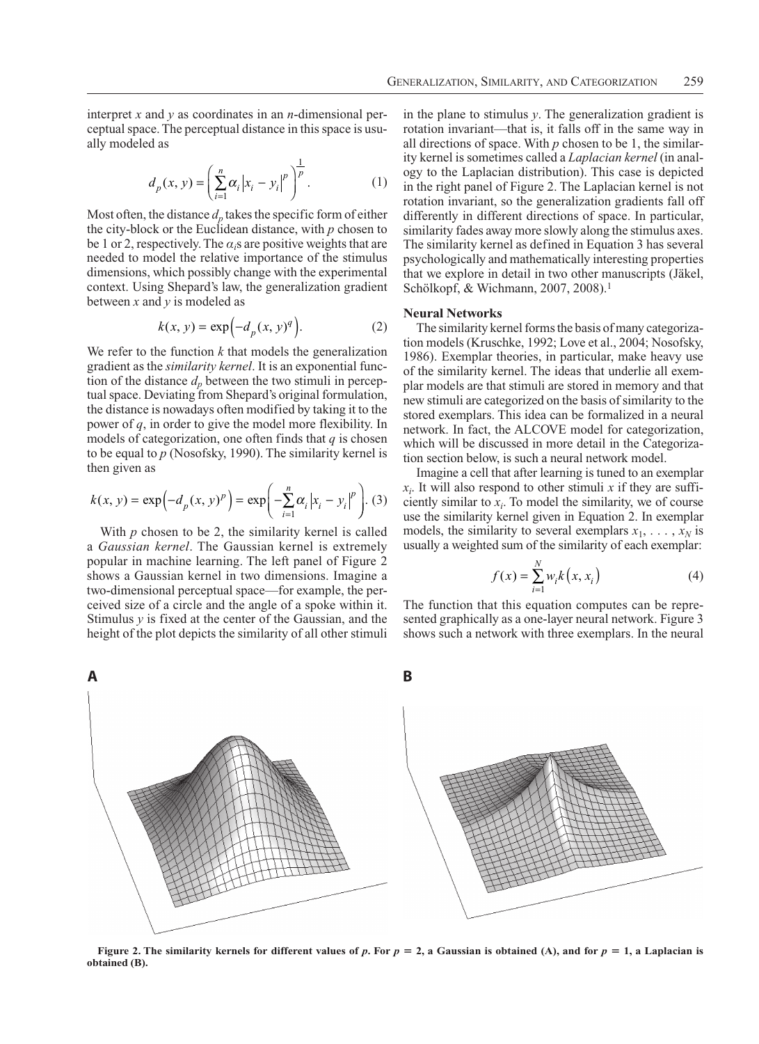interpret $x$ and $y$ as coordinates in an $n$-dimensional perceptual space. The perceptual distance in this space is usually modeled as

$$d_p(x, y) = \left( \sum_{i=1}^{n} \alpha_i \left| x_i - y_i \right|^p \right)^{\frac{1}{p}}. \quad (1)$$

Most often, the distance $d_p$ takes the specific form of either the city-block or the Euclidean distance, with $p$ chosen to be 1 or 2, respectively. The $\alpha_i$s are positive weights that are needed to model the relative importance of the stimulus dimensions, which possibly change with the experimental context. Using Shepard's law, the generalization gradient between $x$ and $y$ is modeled as

$$k(x, y) = \exp\left( -d_p(x, y)^q \right). \quad (2)$$

We refer to the function $k$ that models the generalization gradient as the *similarity kernel*. It is an exponential function of the distance $d_p$ between the two stimuli in perceptual space. Deviating from Shepard's original formulation, the distance is nowadays often modified by taking it to the power of $q$, in order to give the model more flexibility. In models of categorization, one often finds that $q$ is chosen to be equal to $p$ (Nosofsky, 1990). The similarity kernel is then given as

$$k(x, y) = \exp\left( -d_p(x, y)^p \right) = \exp\left( -\sum_{i=1}^{n} \alpha_i \left| x_i - y_i \right|^p \right). \quad (3)$$

With $p$ chosen to be 2, the similarity kernel is called a *Gaussian kernel*. The Gaussian kernel is extremely popular in machine learning. The left panel of Figure 2 shows a Gaussian kernel in two dimensions. Imagine a two-dimensional perceptual space—for example, the perceived size of a circle and the angle of a spoke within it. Stimulus $y$ is fixed at the center of the Gaussian, and the height of the plot depicts the similarity of all other stimuli in the plane to stimulus $y$. The generalization gradient is rotation invariant—that is, it falls off in the same way in all directions of space. With $p$ chosen to be 1, the similarity kernel is sometimes called a *Laplacian kernel* (in analogy to the Laplacian distribution). This case is depicted in the right panel of Figure 2. The Laplacian kernel is not rotation invariant, so the generalization gradients fall off differently in different directions of space. In particular, similarity fades away more slowly along the stimulus axes. The similarity kernel as defined in Equation 3 has several psychologically and mathematically interesting properties that we explore in detail in two other manuscripts (Jäkel, Schölkopf, & Wichmann, 2007, 2008).[1]

### Neural Networks

The similarity kernel forms the basis of many categorization models (Kruschke, 1992; Love et al., 2004; Nosofsky, 1986). Exemplar theories, in particular, make heavy use of the similarity kernel. The ideas that underlie all exemplar models are that stimuli are stored in memory and that new stimuli are categorized on the basis of similarity to the stored exemplars. This idea can be formalized in a neural network. In fact, the ALCOVE model for categorization, which will be discussed in more detail in the Categorization section below, is such a neural network model.

Imagine a cell that after learning is tuned to an exemplar $x_i$. It will also respond to other stimuli $x$ if they are sufficiently similar to $x_i$. To model the similarity, we of course use the similarity kernel given in Equation 2. In exemplar models, the similarity to several exemplars $x_1, \ldots, x_N$ is usually a weighted sum of the similarity of each exemplar:

$$f(x) = \sum_{i=1}^{N} w_i k\left( x, x_i \right) \quad (4)$$

The function that this equation computes can be represented graphically as a one-layer neural network. Figure 3 shows such a network with three exemplars. In the neural

**Figure 2. The similarity kernels for different values of $p$. For $p = 2$, a Gaussian is obtained (A), and for $p = 1$, a Laplacian is obtained (B).**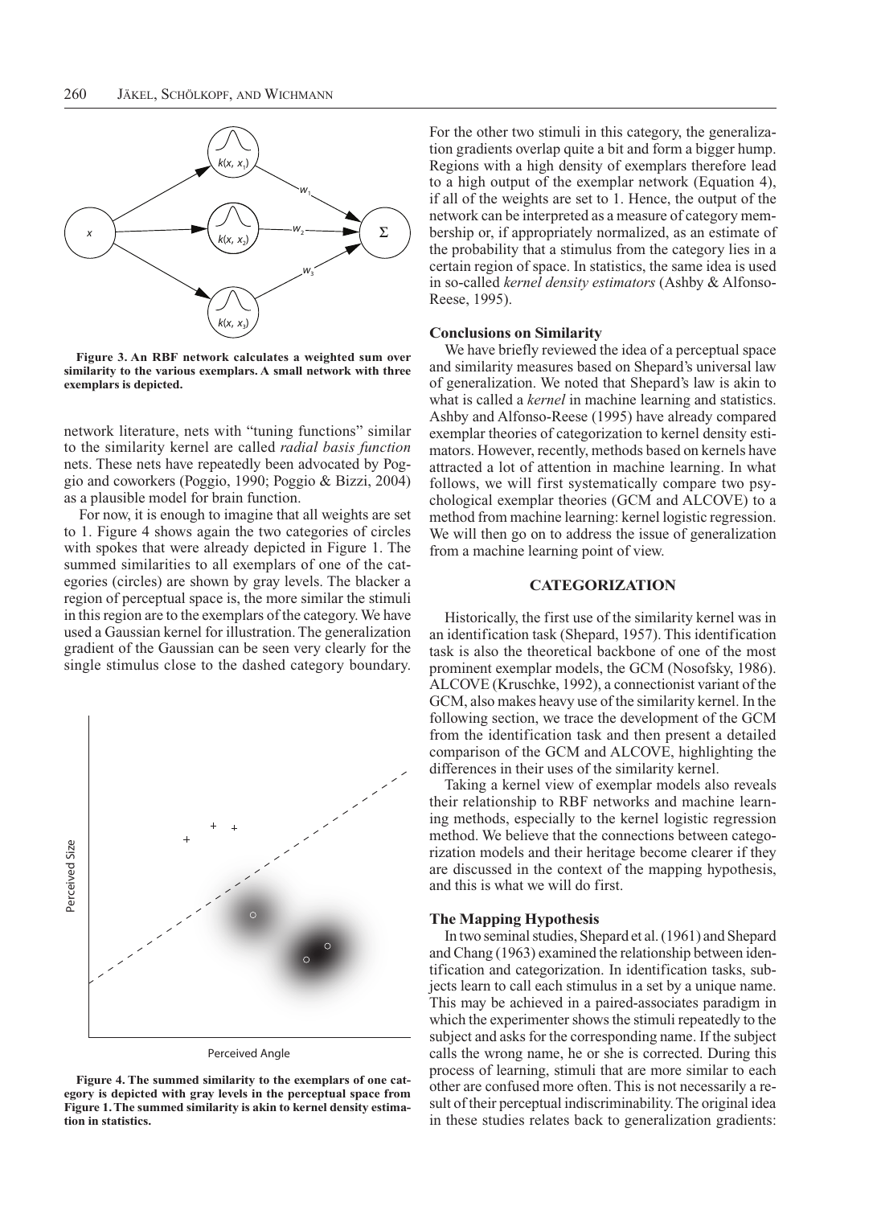Figure 3. An RBF network calculates a weighted sum over similarity to the various exemplars. A small network with three exemplars is depicted.

network literature, nets with "tuning functions" similar to the similarity kernel are called *radial basis function* nets. These nets have repeatedly been advocated by Poggio and coworkers (Poggio, 1990; Poggio & Bizzi, 2004) as a plausible model for brain function.

For now, it is enough to imagine that all weights are set to 1. Figure 4 shows again the two categories of circles with spokes that were already depicted in Figure 1. The summed similarities to all exemplars of one of the categories (circles) are shown by gray levels. The blacker a region of perceptual space is, the more similar the stimuli in this region are to the exemplars of the category. We have used a Gaussian kernel for illustration. The generalization gradient of the Gaussian can be seen very clearly for the single stimulus close to the dashed category boundary.

Figure 4. The summed similarity to the exemplars of one category is depicted with gray levels in the perceptual space from Figure 1. The summed similarity is akin to kernel density estimation in statistics.

For the other two stimuli in this category, the generalization gradients overlap quite a bit and form a bigger hump. Regions with a high density of exemplars therefore lead to a high output of the exemplar network (Equation 4), if all of the weights are set to 1. Hence, the output of the network can be interpreted as a measure of category membership or, if appropriately normalized, as an estimate of the probability that a stimulus from the category lies in a certain region of space. In statistics, the same idea is used in so-called *kernel density estimators* (Ashby & Alfonso-Reese, 1995).

### Conclusions on Similarity

We have briefly reviewed the idea of a perceptual space and similarity measures based on Shepard's universal law of generalization. We noted that Shepard's law is akin to what is called a *kernel* in machine learning and statistics. Ashby and Alfonso-Reese (1995) have already compared exemplar theories of categorization to kernel density estimators. However, recently, methods based on kernels have attracted a lot of attention in machine learning. In what follows, we will first systematically compare two psychological exemplar theories (GCM and ALCOVE) to a method from machine learning: kernel logistic regression. We will then go on to address the issue of generalization from a machine learning point of view.

## CATEGORIZATION

Historically, the first use of the similarity kernel was in an identification task (Shepard, 1957). This identification task is also the theoretical backbone of one of the most prominent exemplar models, the GCM (Nosofsky, 1986). ALCOVE (Kruschke, 1992), a connectionist variant of the GCM, also makes heavy use of the similarity kernel. In the following section, we trace the development of the GCM from the identification task and then present a detailed comparison of the GCM and ALCOVE, highlighting the differences in their uses of the similarity kernel.

Taking a kernel view of exemplar models also reveals their relationship to RBF networks and machine learning methods, especially to the kernel logistic regression method. We believe that the connections between categorization models and their heritage become clearer if they are discussed in the context of the mapping hypothesis, and this is what we will do first.

### The Mapping Hypothesis

In two seminal studies, Shepard et al. (1961) and Shepard and Chang (1963) examined the relationship between identification and categorization. In identification tasks, subjects learn to call each stimulus in a set by a unique name. This may be achieved in a paired-associates paradigm in which the experimenter shows the stimuli repeatedly to the subject and asks for the corresponding name. If the subject calls the wrong name, he or she is corrected. During this process of learning, stimuli that are more similar to each other are confused more often. This is not necessarily a result of their perceptual indiscriminability. The original idea in these studies relates back to generalization gradients: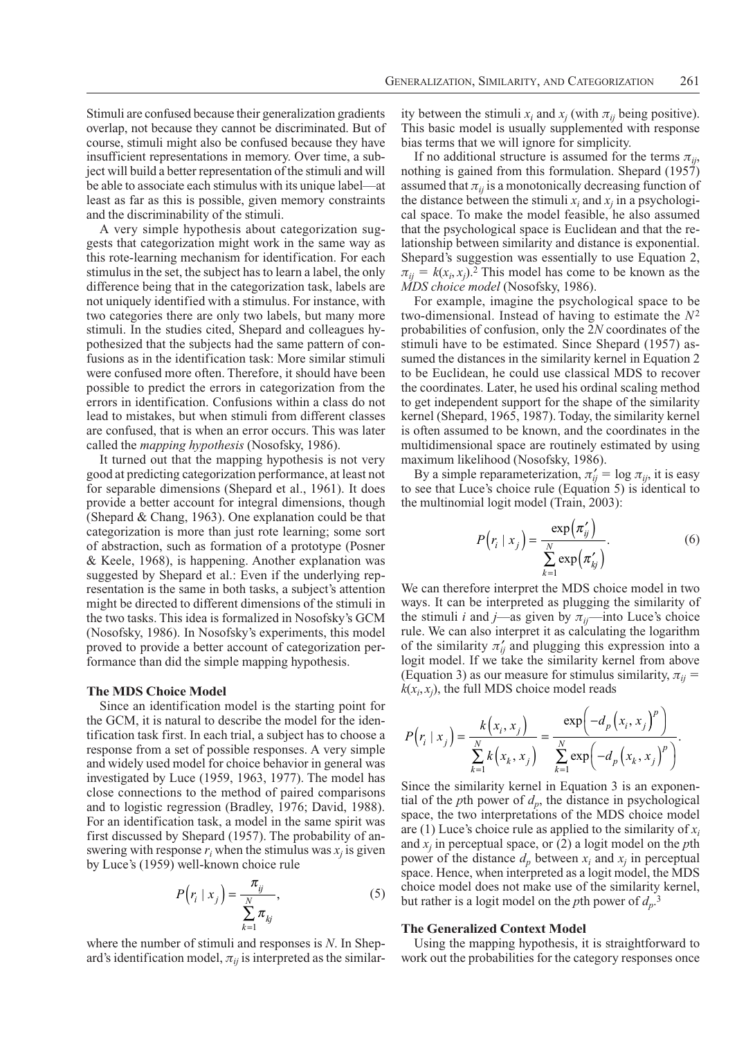Stimuli are confused because their generalization gradients overlap, not because they cannot be discriminated. But of course, stimuli might also be confused because they have insufficient representations in memory. Over time, a subject will build a better representation of the stimuli and will be able to associate each stimulus with its unique label—at least as far as this is possible, given memory constraints and the discriminability of the stimuli.

A very simple hypothesis about categorization suggests that categorization might work in the same way as this rote-learning mechanism for identification. For each stimulus in the set, the subject has to learn a label, the only difference being that in the categorization task, labels are not uniquely identified with a stimulus. For instance, with two categories there are only two labels, but many more stimuli. In the studies cited, Shepard and colleagues hypothesized that the subjects had the same pattern of confusions as in the identification task: More similar stimuli were confused more often. Therefore, it should have been possible to predict the errors in categorization from the errors in identification. Confusions within a class do not lead to mistakes, but when stimuli from different classes are confused, that is when an error occurs. This was later called the *mapping hypothesis* (Nosofsky, 1986).

It turned out that the mapping hypothesis is not very good at predicting categorization performance, at least not for separable dimensions (Shepard et al., 1961). It does provide a better account for integral dimensions, though (Shepard & Chang, 1963). One explanation could be that categorization is more than just rote learning; some sort of abstraction, such as formation of a prototype (Posner & Keele, 1968), is happening. Another explanation was suggested by Shepard et al.: Even if the underlying representation is the same in both tasks, a subject's attention might be directed to different dimensions of the stimuli in the two tasks. This idea is formalized in Nosofsky's GCM (Nosofsky, 1986). In Nosofsky's experiments, this model proved to provide a better account of categorization performance than did the simple mapping hypothesis.

### The MDS Choice Model

Since an identification model is the starting point for the GCM, it is natural to describe the model for the identification task first. In each trial, a subject has to choose a response from a set of possible responses. A very simple and widely used model for choice behavior in general was investigated by Luce (1959, 1963, 1977). The model has close connections to the method of paired comparisons and to logistic regression (Bradley, 1976; David, 1988). For an identification task, a model in the same spirit was first discussed by Shepard (1957). The probability of answering with response $r_i$ when the stimulus was $x_j$ is given by Luce's (1959) well-known choice rule

$$P\left(r_i \mid x_j\right) = \frac{\pi_{ij}}{\sum_{k=1}^{N} \pi_{kj}}, \tag{5}$$

where the number of stimuli and responses is $N$. In Shepard's identification model, $\pi_{ij}$ is interpreted as the similarity between the stimuli $x_i$ and $x_j$ (with $\pi_{ij}$ being positive). This basic model is usually supplemented with response bias terms that we will ignore for simplicity.

If no additional structure is assumed for the terms $\pi_{ij}$, nothing is gained from this formulation. Shepard (1957) assumed that $\pi_{ij}$ is a monotonically decreasing function of the distance between the stimuli $x_i$ and $x_j$ in a psychological space. To make the model feasible, he also assumed that the psychological space is Euclidean and that the relationship between similarity and distance is exponential. Shepard's suggestion was essentially to use Equation 2, $\pi_{ij} = k(x_i, x_j)$.[2] This model has come to be known as the *MDS choice model* (Nosofsky, 1986).

For example, imagine the psychological space to be two-dimensional. Instead of having to estimate the $N^2$ probabilities of confusion, only the $2N$ coordinates of the stimuli have to be estimated. Since Shepard (1957) assumed the distances in the similarity kernel in Equation 2 to be Euclidean, he could use classical MDS to recover the coordinates. Later, he used his ordinal scaling method to get independent support for the shape of the similarity kernel (Shepard, 1965, 1987). Today, the similarity kernel is often assumed to be known, and the coordinates in the multidimensional space are routinely estimated by using maximum likelihood (Nosofsky, 1986).

By a simple reparameterization, $\pi'_{ij} = \log \pi_{ij}$, it is easy to see that Luce's choice rule (Equation 5) is identical to the multinomial logit model (Train, 2003):

$$P\left(r_i \mid x_j\right) = \frac{\exp\left(\pi'_{ij}\right)}{\sum_{k=1}^{N} \exp\left(\pi'_{kj}\right)}. \tag{6}$$

We can therefore interpret the MDS choice model in two ways. It can be interpreted as plugging the similarity of the stimuli $i$ and $j$—as given by $\pi_{ij}$—into Luce's choice rule. We can also interpret it as calculating the logarithm of the similarity $\pi'_{ij}$ and plugging this expression into a logit model. If we take the similarity kernel from above (Equation 3) as our measure for stimulus similarity, $\pi_{ij} = k(x_i, x_j)$, the full MDS choice model reads

$$P\left(r_i \mid x_j\right) = \frac{k\left(x_i, x_j\right)}{\sum_{k=1}^{N} k\left(x_k, x_j\right)} = \frac{\exp\left(-d_p\left(x_i, x_j\right)^p\right)}{\sum_{k=1}^{N} \exp\left(-d_p\left(x_k, x_j\right)^p\right)}.$$

Since the similarity kernel in Equation 3 is an exponential of the $p$th power of $d_p$, the distance in psychological space, the two interpretations of the MDS choice model are (1) Luce's choice rule as applied to the similarity of $x_i$ and $x_j$ in perceptual space, or (2) a logit model on the $p$th power of the distance $d_p$ between $x_i$ and $x_j$ in perceptual space. Hence, when interpreted as a logit model, the MDS choice model does not make use of the similarity kernel, but rather is a logit model on the $p$th power of $d_p$.[3]

### The Generalized Context Model

Using the mapping hypothesis, it is straightforward to work out the probabilities for the category responses once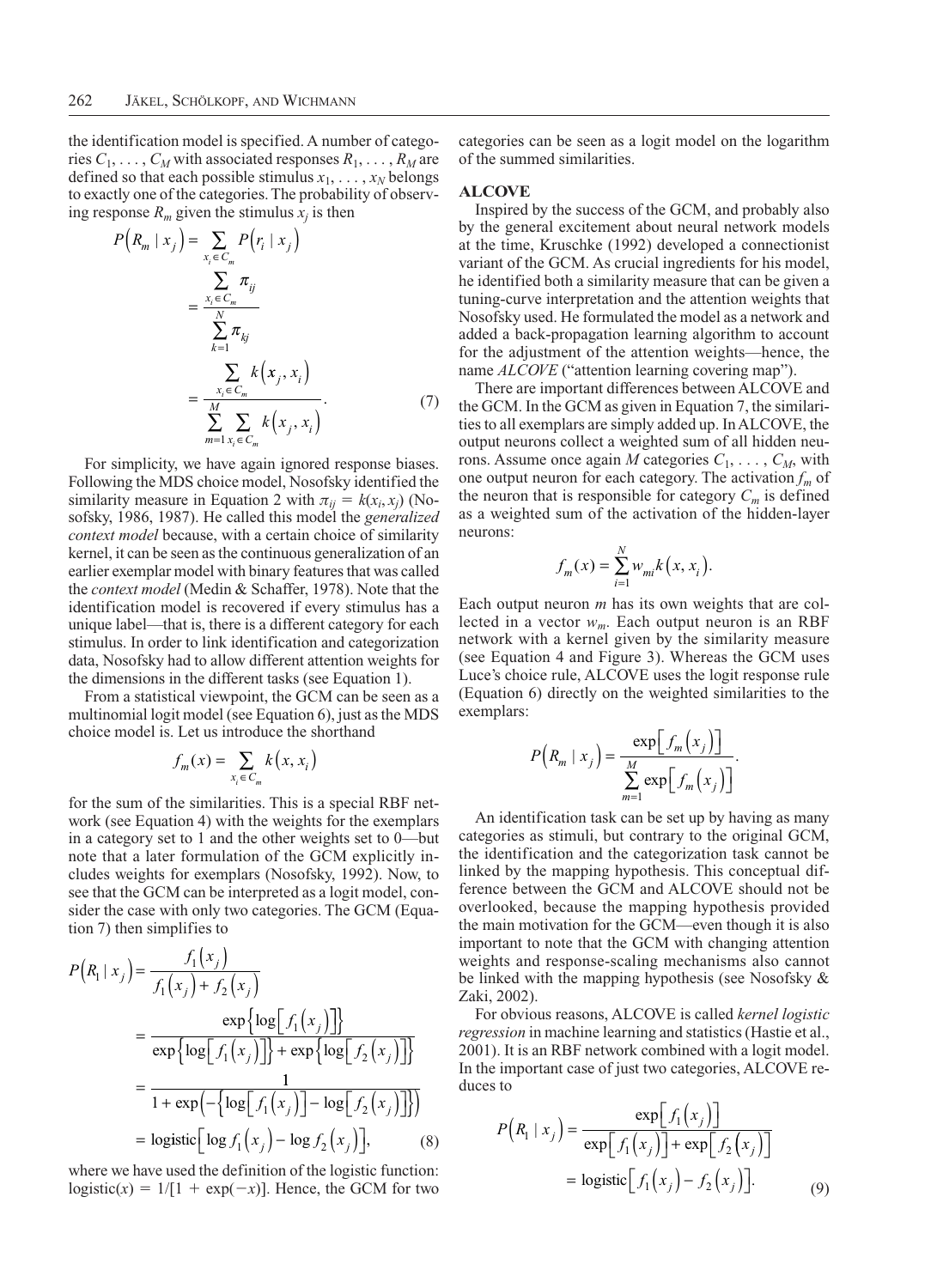the identification model is specified. A number of categories $C_1, \ldots, C_M$ with associated responses $R_1, \ldots, R_M$ are defined so that each possible stimulus $x_1, \ldots, x_N$ belongs to exactly one of the categories. The probability of observing response $R_m$ given the stimulus $x_j$ is then

$$P\left(R_m \mid x_j\right) = \sum_{x_i \in C_m} P\left(r_i \mid x_j\right) = \frac{\sum_{x_i \in C_m} \pi_{ij}}{\sum_{k=1}^{N} \pi_{kj}} = \frac{\sum_{x_i \in C_m} k\left(x_j, x_i\right)}{\sum_{m=1}^{M} \sum_{x_i \in C_m} k\left(x_j, x_i\right)}. \tag{7}$$

For simplicity, we have again ignored response biases. Following the MDS choice model, Nosofsky identified the similarity measure in Equation 2 with $\pi_{ij} = k(x_i, x_j)$ (Nosofsky, 1986, 1987). He called this model the *generalized context model* because, with a certain choice of similarity kernel, it can be seen as the continuous generalization of an earlier exemplar model with binary features that was called the *context model* (Medin & Schaffer, 1978). Note that the identification model is recovered if every stimulus has a unique label—that is, there is a different category for each stimulus. In order to link identification and categorization data, Nosofsky had to allow different attention weights for the dimensions in the different tasks (see Equation 1).

From a statistical viewpoint, the GCM can be seen as a multinomial logit model (see Equation 6), just as the MDS choice model is. Let us introduce the shorthand

$$f_m(x) = \sum_{x_i \in C_m} k\left(x, x_i\right)$$

for the sum of the similarities. This is a special RBF network (see Equation 4) with the weights for the exemplars in a category set to 1 and the other weights set to 0—but note that a later formulation of the GCM explicitly includes weights for exemplars (Nosofsky, 1992). Now, to see that the GCM can be interpreted as a logit model, consider the case with only two categories. The GCM (Equation 7) then simplifies to

$$\begin{aligned}
P\left(R_1 \mid x_j\right) &= \frac{f_1\left(x_j\right)}{f_1\left(x_j\right) + f_2\left(x_j\right)} \\
&= \frac{\exp\left\{\log\left[f_1\left(x_j\right)\right]\right\}}{\exp\left\{\log\left[f_1\left(x_j\right)\right]\right\} + \exp\left\{\log\left[f_2\left(x_j\right)\right]\right\}} \\
&= \frac{1}{1 + \exp\left(-\left\{\log\left[f_1\left(x_j\right)\right] - \log\left[f_2\left(x_j\right)\right]\right\}\right)} \\
&= \text{logistic}\left[\log f_1\left(x_j\right) - \log f_2\left(x_j\right)\right],
\end{aligned} \tag{8}$$

where we have used the definition of the logistic function: $\text{logistic}(x) = 1/[1 + \exp(-x)]$. Hence, the GCM for two categories can be seen as a logit model on the logarithm of the summed similarities.

### ALCOVE

Inspired by the success of the GCM, and probably also by the general excitement about neural network models at the time, Kruschke (1992) developed a connectionist variant of the GCM. As crucial ingredients for his model, he identified both a similarity measure that can be given a tuning-curve interpretation and the attention weights that Nosofsky used. He formulated the model as a network and added a back-propagation learning algorithm to account for the adjustment of the attention weights—hence, the name *ALCOVE* ("attention learning covering map").

There are important differences between ALCOVE and the GCM. In the GCM as given in Equation 7, the similarities to all exemplars are simply added up. In ALCOVE, the output neurons collect a weighted sum of all hidden neurons. Assume once again $M$ categories $C_1, \ldots, C_M$, with one output neuron for each category. The activation $f_m$ of the neuron that is responsible for category $C_m$ is defined as a weighted sum of the activation of the hidden-layer neurons:

$$f_m(x) = \sum_{i=1}^{N} w_{mi} k\left(x, x_i\right).$$

Each output neuron $m$ has its own weights that are collected in a vector $w_m$. Each output neuron is an RBF network with a kernel given by the similarity measure (see Equation 4 and Figure 3). Whereas the GCM uses Luce's choice rule, ALCOVE uses the logit response rule (Equation 6) directly on the weighted similarities to the exemplars:

$$P\left(R_m \mid x_j\right) = \frac{\exp\left[f_m\left(x_j\right)\right]}{\sum_{m=1}^{M} \exp\left[f_m\left(x_j\right)\right]}.$$

An identification task can be set up by having as many categories as stimuli, but contrary to the original GCM, the identification and the categorization task cannot be linked by the mapping hypothesis. This conceptual difference between the GCM and ALCOVE should not be overlooked, because the mapping hypothesis provided the main motivation for the GCM—even though it is also important to note that the GCM with changing attention weights and response-scaling mechanisms also cannot be linked with the mapping hypothesis (see Nosofsky & Zaki, 2002).

For obvious reasons, ALCOVE is called *kernel logistic regression* in machine learning and statistics (Hastie et al., 2001). It is an RBF network combined with a logit model. In the important case of just two categories, ALCOVE reduces to

$$\begin{aligned}
P\left(R_1 \mid x_j\right) &= \frac{\exp\left[f_1\left(x_j\right)\right]}{\exp\left[f_1\left(x_j\right)\right] + \exp\left[f_2\left(x_j\right)\right]} \\
&= \text{logistic}\left[f_1\left(x_j\right) - f_2\left(x_j\right)\right].
\end{aligned} \tag{9}$$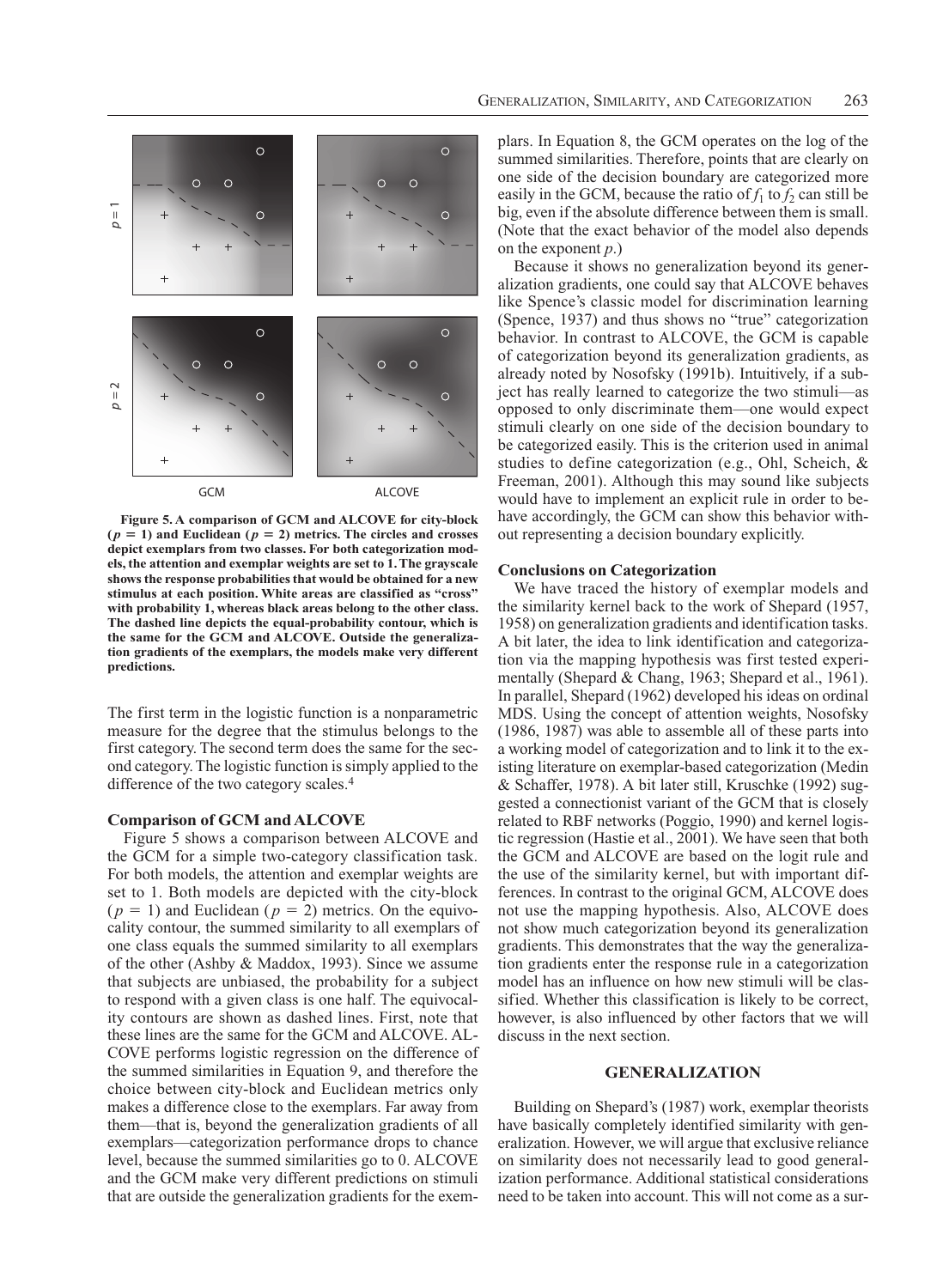**Figure 5. A comparison of GCM and ALCOVE for city-block ($p = 1$) and Euclidean ($p = 2$) metrics. The circles and crosses depict exemplars from two classes. For both categorization models, the attention and exemplar weights are set to 1. The grayscale shows the response probabilities that would be obtained for a new stimulus at each position. White areas are classified as "cross" with probability 1, whereas black areas belong to the other class. The dashed line depicts the equal-probability contour, which is the same for the GCM and ALCOVE. Outside the generalization gradients of the exemplars, the models make very different predictions.**

The first term in the logistic function is a nonparametric measure for the degree that the stimulus belongs to the first category. The second term does the same for the second category. The logistic function is simply applied to the difference of the two category scales.[4]

### Comparison of GCM and ALCOVE

Figure 5 shows a comparison between ALCOVE and the GCM for a simple two-category classification task. For both models, the attention and exemplar weights are set to 1. Both models are depicted with the city-block ($p = 1$) and Euclidean ($p = 2$) metrics. On the equivocality contour, the summed similarity to all exemplars of one class equals the summed similarity to all exemplars of the other (Ashby & Maddox, 1993). Since we assume that subjects are unbiased, the probability for a subject to respond with a given class is one half. The equivocality contours are shown as dashed lines. First, note that these lines are the same for the GCM and ALCOVE. ALCOVE performs logistic regression on the difference of the summed similarities in Equation 9, and therefore the choice between city-block and Euclidean metrics only makes a difference close to the exemplars. Far away from them—that is, beyond the generalization gradients of all exemplars—categorization performance drops to chance level, because the summed similarities go to 0. ALCOVE and the GCM make very different predictions on stimuli that are outside the generalization gradients for the exemplars. In Equation 8, the GCM operates on the log of the summed similarities. Therefore, points that are clearly on one side of the decision boundary are categorized more easily in the GCM, because the ratio of $f_1$ to $f_2$ can still be big, even if the absolute difference between them is small. (Note that the exact behavior of the model also depends on the exponent $p$.)

Because it shows no generalization beyond its generalization gradients, one could say that ALCOVE behaves like Spence's classic model for discrimination learning (Spence, 1937) and thus shows no "true" categorization behavior. In contrast to ALCOVE, the GCM is capable of categorization beyond its generalization gradients, as already noted by Nosofsky (1991b). Intuitively, if a subject has really learned to categorize the two stimuli—as opposed to only discriminate them—one would expect stimuli clearly on one side of the decision boundary to be categorized easily. This is the criterion used in animal studies to define categorization (e.g., Ohl, Scheich, & Freeman, 2001). Although this may sound like subjects would have to implement an explicit rule in order to behave accordingly, the GCM can show this behavior without representing a decision boundary explicitly.

### Conclusions on Categorization

We have traced the history of exemplar models and the similarity kernel back to the work of Shepard (1957, 1958) on generalization gradients and identification tasks. A bit later, the idea to link identification and categorization via the mapping hypothesis was first tested experimentally (Shepard & Chang, 1963; Shepard et al., 1961). In parallel, Shepard (1962) developed his ideas on ordinal MDS. Using the concept of attention weights, Nosofsky (1986, 1987) was able to assemble all of these parts into a working model of categorization and to link it to the existing literature on exemplar-based categorization (Medin & Schaffer, 1978). A bit later still, Kruschke (1992) suggested a connectionist variant of the GCM that is closely related to RBF networks (Poggio, 1990) and kernel logistic regression (Hastie et al., 2001). We have seen that both the GCM and ALCOVE are based on the logit rule and the use of the similarity kernel, but with important differences. In contrast to the original GCM, ALCOVE does not use the mapping hypothesis. Also, ALCOVE does not show much categorization beyond its generalization gradients. This demonstrates that the way the generalization gradients enter the response rule in a categorization model has an influence on how new stimuli will be classified. Whether this classification is likely to be correct, however, is also influenced by other factors that we will discuss in the next section.

## GENERALIZATION

Building on Shepard's (1987) work, exemplar theorists have basically completely identified similarity with generalization. However, we will argue that exclusive reliance on similarity does not necessarily lead to good generalization performance. Additional statistical considerations need to be taken into account. This will not come as a sur-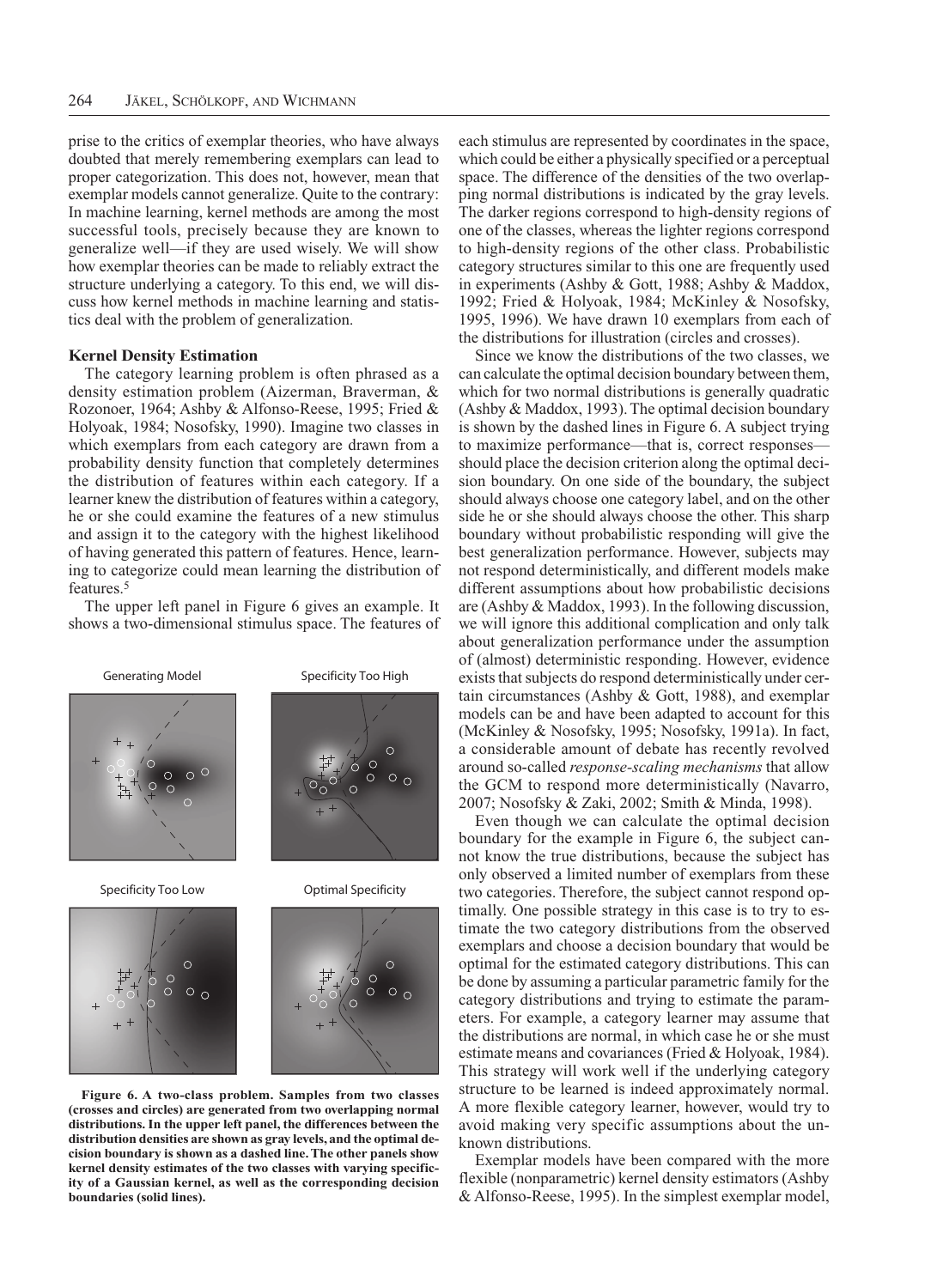prise to the critics of exemplar theories, who have always doubted that merely remembering exemplars can lead to proper categorization. This does not, however, mean that exemplar models cannot generalize. Quite to the contrary: In machine learning, kernel methods are among the most successful tools, precisely because they are known to generalize well—if they are used wisely. We will show how exemplar theories can be made to reliably extract the structure underlying a category. To this end, we will discuss how kernel methods in machine learning and statistics deal with the problem of generalization.

### Kernel Density Estimation

The category learning problem is often phrased as a density estimation problem (Aizerman, Braverman, & Rozonoer, 1964; Ashby & Alfonso-Reese, 1995; Fried & Holyoak, 1984; Nosofsky, 1990). Imagine two classes in which exemplars from each category are drawn from a probability density function that completely determines the distribution of features within each category. If a learner knew the distribution of features within a category, he or she could examine the features of a new stimulus and assign it to the category with the highest likelihood of having generated this pattern of features. Hence, learning to categorize could mean learning the distribution of features.[5]

The upper left panel in Figure 6 gives an example. It shows a two-dimensional stimulus space. The features of each stimulus are represented by coordinates in the space, which could be either a physically specified or a perceptual space. The difference of the densities of the two overlapping normal distributions is indicated by the gray levels. The darker regions correspond to high-density regions of one of the classes, whereas the lighter regions correspond to high-density regions of the other class. Probabilistic category structures similar to this one are frequently used in experiments (Ashby & Gott, 1988; Ashby & Maddox, 1992; Fried & Holyoak, 1984; McKinley & Nosofsky, 1995, 1996). We have drawn 10 exemplars from each of the distributions for illustration (circles and crosses).

**Figure 6. A two-class problem. Samples from two classes (crosses and circles) are generated from two overlapping normal distributions. In the upper left panel, the differences between the distribution densities are shown as gray levels, and the optimal decision boundary is shown as a dashed line. The other panels show kernel density estimates of the two classes with varying specificity of a Gaussian kernel, as well as the corresponding decision boundaries (solid lines).**

Since we know the distributions of the two classes, we can calculate the optimal decision boundary between them, which for two normal distributions is generally quadratic (Ashby & Maddox, 1993). The optimal decision boundary is shown by the dashed lines in Figure 6. A subject trying to maximize performance—that is, correct responses—should place the decision criterion along the optimal decision boundary. On one side of the boundary, the subject should always choose one category label, and on the other side he or she should always choose the other. This sharp boundary without probabilistic responding will give the best generalization performance. However, subjects may not respond deterministically, and different models make different assumptions about how probabilistic decisions are (Ashby & Maddox, 1993). In the following discussion, we will ignore this additional complication and only talk about generalization performance under the assumption of (almost) deterministic responding. However, evidence exists that subjects do respond deterministically under certain circumstances (Ashby & Gott, 1988), and exemplar models can be and have been adapted to account for this (McKinley & Nosofsky, 1995; Nosofsky, 1991a). In fact, a considerable amount of debate has recently revolved around so-called *response-scaling mechanisms* that allow the GCM to respond more deterministically (Navarro, 2007; Nosofsky & Zaki, 2002; Smith & Minda, 1998).

Even though we can calculate the optimal decision boundary for the example in Figure 6, the subject cannot know the true distributions, because the subject has only observed a limited number of exemplars from these two categories. Therefore, the subject cannot respond optimally. One possible strategy in this case is to try to estimate the two category distributions from the observed exemplars and choose a decision boundary that would be optimal for the estimated category distributions. This can be done by assuming a particular parametric family for the category distributions and trying to estimate the parameters. For example, a category learner may assume that the distributions are normal, in which case he or she must estimate means and covariances (Fried & Holyoak, 1984). This strategy will work well if the underlying category structure to be learned is indeed approximately normal. A more flexible category learner, however, would try to avoid making very specific assumptions about the unknown distributions.

Exemplar models have been compared with the more flexible (nonparametric) kernel density estimators (Ashby & Alfonso-Reese, 1995). In the simplest exemplar model,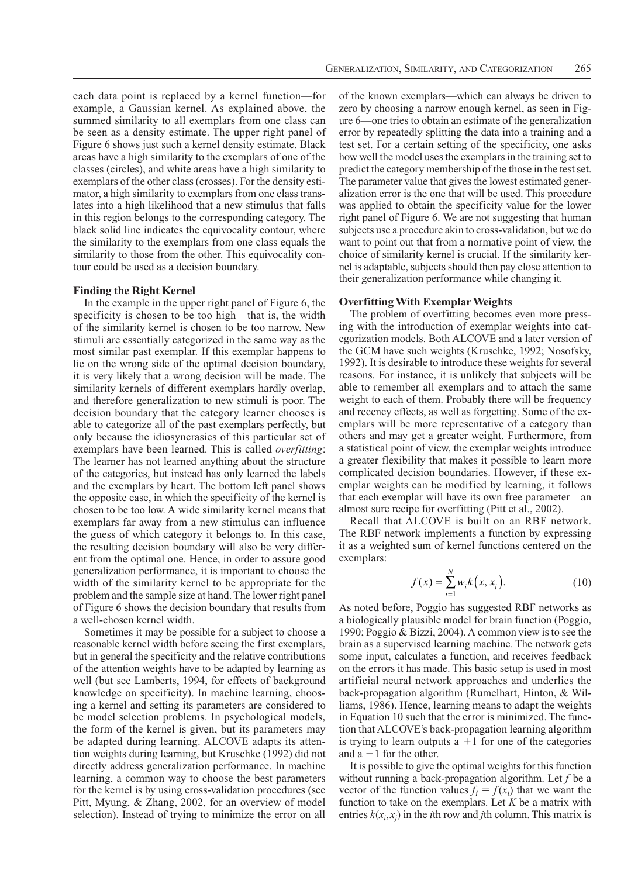each data point is replaced by a kernel function—for example, a Gaussian kernel. As explained above, the summed similarity to all exemplars from one class can be seen as a density estimate. The upper right panel of Figure 6 shows just such a kernel density estimate. Black areas have a high similarity to the exemplars of one of the classes (circles), and white areas have a high similarity to exemplars of the other class (crosses). For the density estimator, a high similarity to exemplars from one class translates into a high likelihood that a new stimulus that falls in this region belongs to the corresponding category. The black solid line indicates the equivocality contour, where the similarity to the exemplars from one class equals the similarity to those from the other. This equivocality contour could be used as a decision boundary.

### Finding the Right Kernel

In the example in the upper right panel of Figure 6, the specificity is chosen to be too high—that is, the width of the similarity kernel is chosen to be too narrow. New stimuli are essentially categorized in the same way as the most similar past exemplar. If this exemplar happens to lie on the wrong side of the optimal decision boundary, it is very likely that a wrong decision will be made. The similarity kernels of different exemplars hardly overlap, and therefore generalization to new stimuli is poor. The decision boundary that the category learner chooses is able to categorize all of the past exemplars perfectly, but only because the idiosyncrasies of this particular set of exemplars have been learned. This is called *overfitting*: The learner has not learned anything about the structure of the categories, but instead has only learned the labels and the exemplars by heart. The bottom left panel shows the opposite case, in which the specificity of the kernel is chosen to be too low. A wide similarity kernel means that exemplars far away from a new stimulus can influence the guess of which category it belongs to. In this case, the resulting decision boundary will also be very different from the optimal one. Hence, in order to assure good generalization performance, it is important to choose the width of the similarity kernel to be appropriate for the problem and the sample size at hand. The lower right panel of Figure 6 shows the decision boundary that results from a well-chosen kernel width.

Sometimes it may be possible for a subject to choose a reasonable kernel width before seeing the first exemplars, but in general the specificity and the relative contributions of the attention weights have to be adapted by learning as well (but see Lamberts, 1994, for effects of background knowledge on specificity). In machine learning, choosing a kernel and setting its parameters are considered to be model selection problems. In psychological models, the form of the kernel is given, but its parameters may be adapted during learning. ALCOVE adapts its attention weights during learning, but Kruschke (1992) did not directly address generalization performance. In machine learning, a common way to choose the best parameters for the kernel is by using cross-validation procedures (see Pitt, Myung, & Zhang, 2002, for an overview of model selection). Instead of trying to minimize the error on all of the known exemplars—which can always be driven to zero by choosing a narrow enough kernel, as seen in Figure 6—one tries to obtain an estimate of the generalization error by repeatedly splitting the data into a training and a test set. For a certain setting of the specificity, one asks how well the model uses the exemplars in the training set to predict the category membership of the those in the test set. The parameter value that gives the lowest estimated generalization error is the one that will be used. This procedure was applied to obtain the specificity value for the lower right panel of Figure 6. We are not suggesting that human subjects use a procedure akin to cross-validation, but we do want to point out that from a normative point of view, the choice of similarity kernel is crucial. If the similarity kernel is adaptable, subjects should then pay close attention to their generalization performance while changing it.

### Overfitting With Exemplar Weights

The problem of overfitting becomes even more pressing with the introduction of exemplar weights into categorization models. Both ALCOVE and a later version of the GCM have such weights (Kruschke, 1992; Nosofsky, 1992). It is desirable to introduce these weights for several reasons. For instance, it is unlikely that subjects will be able to remember all exemplars and to attach the same weight to each of them. Probably there will be frequency and recency effects, as well as forgetting. Some of the exemplars will be more representative of a category than others and may get a greater weight. Furthermore, from a statistical point of view, the exemplar weights introduce a greater flexibility that makes it possible to learn more complicated decision boundaries. However, if these exemplar weights can be modified by learning, it follows that each exemplar will have its own free parameter—an almost sure recipe for overfitting (Pitt et al., 2002).

Recall that ALCOVE is built on an RBF network. The RBF network implements a function by expressing it as a weighted sum of kernel functions centered on the exemplars:

$$f(x) = \sum_{i=1}^{N} w_i k\left(x, x_i\right). \tag{10}$$

As noted before, Poggio has suggested RBF networks as a biologically plausible model for brain function (Poggio, 1990; Poggio & Bizzi, 2004). A common view is to see the brain as a supervised learning machine. The network gets some input, calculates a function, and receives feedback on the errors it has made. This basic setup is used in most artificial neural network approaches and underlies the back-propagation algorithm (Rumelhart, Hinton, & Williams, 1986). Hence, learning means to adapt the weights in Equation 10 such that the error is minimized. The function that ALCOVE's back-propagation learning algorithm is trying to learn outputs a $+1$ for one of the categories and a $-1$ for the other.

It is possible to give the optimal weights for this function without running a back-propagation algorithm. Let $f$ be a vector of the function values $f_i = f(x_i)$ that we want the function to take on the exemplars. Let $K$ be a matrix with entries $k(x_i, x_j)$ in the $i$th row and $j$th column. This matrix is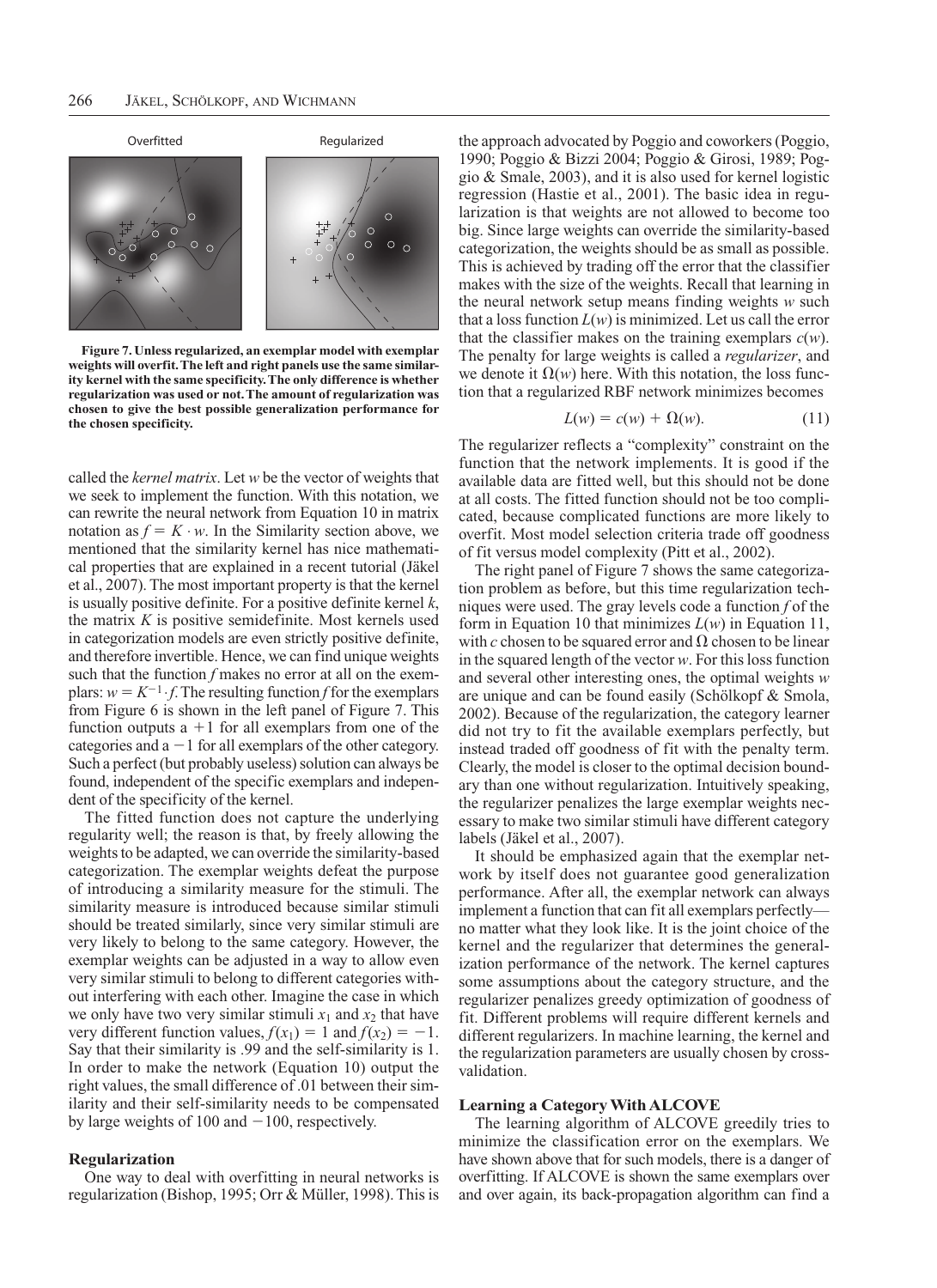Overfitted

Regularized

**Figure 7. Unless regularized, an exemplar model with exemplar weights will overfit. The left and right panels use the same similarity kernel with the same specificity. The only difference is whether regularization was used or not. The amount of regularization was chosen to give the best possible generalization performance for the chosen specificity.**

called the *kernel matrix*. Let $w$ be the vector of weights that we seek to implement the function. With this notation, we can rewrite the neural network from Equation 10 in matrix notation as $f = K \cdot w$. In the Similarity section above, we mentioned that the similarity kernel has nice mathematical properties that are explained in a recent tutorial (Jäkel et al., 2007). The most important property is that the kernel is usually positive definite. For a positive definite kernel $k$, the matrix $K$ is positive semidefinite. Most kernels used in categorization models are even strictly positive definite, and therefore invertible. Hence, we can find unique weights such that the function $f$ makes no error at all on the exemplars: $w = K^{-1} \cdot f$. The resulting function $f$ for the exemplars from Figure 6 is shown in the left panel of Figure 7. This function outputs a $+1$ for all exemplars from one of the categories and a $-1$ for all exemplars of the other category. Such a perfect (but probably useless) solution can always be found, independent of the specific exemplars and independent of the specificity of the kernel.

The fitted function does not capture the underlying regularity well; the reason is that, by freely allowing the weights to be adapted, we can override the similarity-based categorization. The exemplar weights defeat the purpose of introducing a similarity measure for the stimuli. The similarity measure is introduced because similar stimuli should be treated similarly, since very similar stimuli are very likely to belong to the same category. However, the exemplar weights can be adjusted in a way to allow even very similar stimuli to belong to different categories without interfering with each other. Imagine the case in which we only have two very similar stimuli $x_1$ and $x_2$ that have very different function values, $f(x_1) = 1$ and $f(x_2) = -1$. Say that their similarity is .99 and the self-similarity is 1. In order to make the network (Equation 10) output the right values, the small difference of .01 between their similarity and their self-similarity needs to be compensated by large weights of 100 and $-100$, respectively.

## Regularization

One way to deal with overfitting in neural networks is regularization (Bishop, 1995; Orr & Müller, 1998). This is the approach advocated by Poggio and coworkers (Poggio, 1990; Poggio & Bizzi 2004; Poggio & Girosi, 1989; Poggio & Smale, 2003), and it is also used for kernel logistic regression (Hastie et al., 2001). The basic idea in regularization is that weights are not allowed to become too big. Since large weights can override the similarity-based categorization, the weights should be as small as possible. This is achieved by trading off the error that the classifier makes with the size of the weights. Recall that learning in the neural network setup means finding weights $w$ such that a loss function $L(w)$ is minimized. Let us call the error that the classifier makes on the training exemplars $c(w)$. The penalty for large weights is called a *regularizer*, and we denote it $\Omega(w)$ here. With this notation, the loss function that a regularized RBF network minimizes becomes

$$L(w) = c(w) + \Omega(w). \tag{11}$$

The regularizer reflects a "complexity" constraint on the function that the network implements. It is good if the available data are fitted well, but this should not be done at all costs. The fitted function should not be too complicated, because complicated functions are more likely to overfit. Most model selection criteria trade off goodness of fit versus model complexity (Pitt et al., 2002).

The right panel of Figure 7 shows the same categorization problem as before, but this time regularization techniques were used. The gray levels code a function $f$ of the form in Equation 10 that minimizes $L(w)$ in Equation 11, with $c$ chosen to be squared error and $\Omega$ chosen to be linear in the squared length of the vector $w$. For this loss function and several other interesting ones, the optimal weights $w$ are unique and can be found easily (Schölkopf & Smola, 2002). Because of the regularization, the category learner did not try to fit the available exemplars perfectly, but instead traded off goodness of fit with the penalty term. Clearly, the model is closer to the optimal decision boundary than one without regularization. Intuitively speaking, the regularizer penalizes the large exemplar weights necessary to make two similar stimuli have different category labels (Jäkel et al., 2007).

It should be emphasized again that the exemplar network by itself does not guarantee good generalization performance. After all, the exemplar network can always implement a function that can fit all exemplars perfectly—no matter what they look like. It is the joint choice of the kernel and the regularizer that determines the generalization performance of the network. The kernel captures some assumptions about the category structure, and the regularizer penalizes greedy optimization of goodness of fit. Different problems will require different kernels and different regularizers. In machine learning, the kernel and the regularization parameters are usually chosen by cross-validation.

## Learning a Category With ALCOVE

The learning algorithm of ALCOVE greedily tries to minimize the classification error on the exemplars. We have shown above that for such models, there is a danger of overfitting. If ALCOVE is shown the same exemplars over and over again, its back-propagation algorithm can find a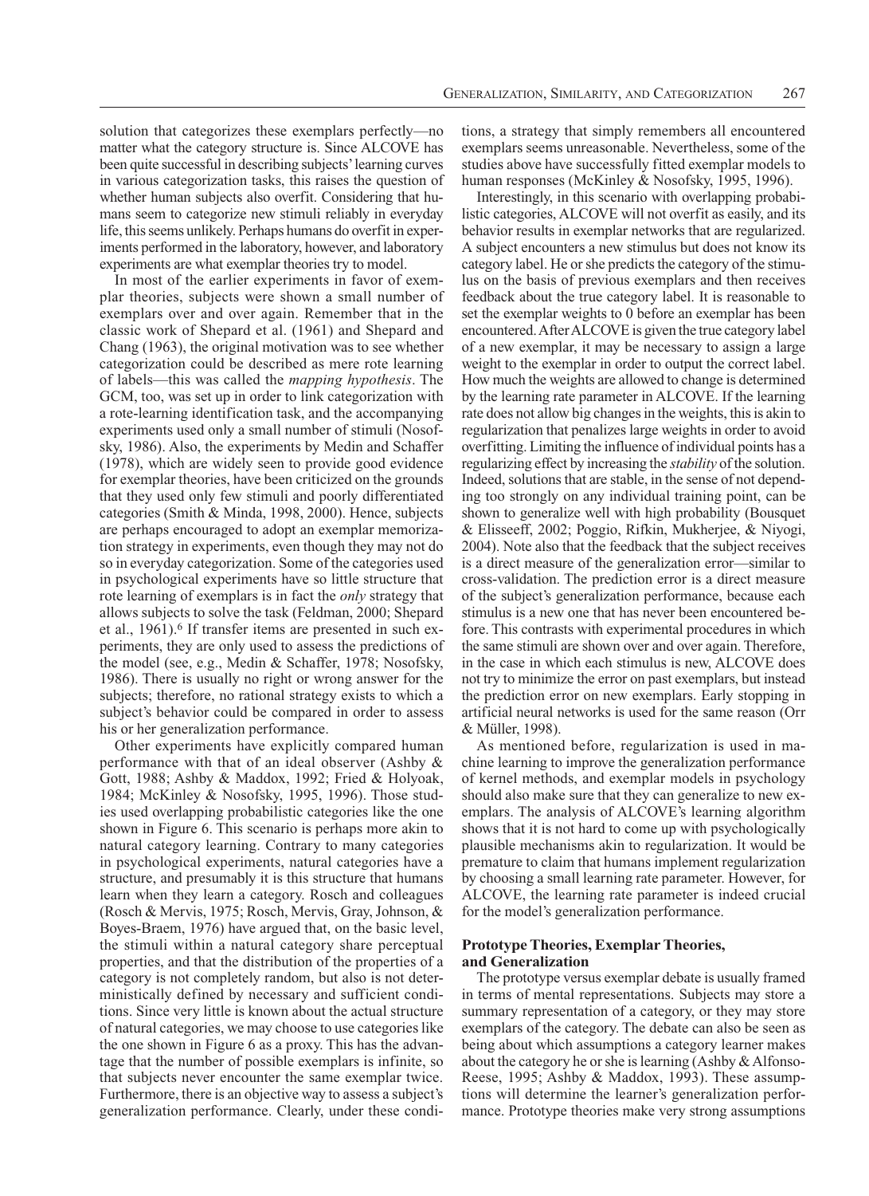solution that categorizes these exemplars perfectly—no matter what the category structure is. Since ALCOVE has been quite successful in describing subjects' learning curves in various categorization tasks, this raises the question of whether human subjects also overfit. Considering that humans seem to categorize new stimuli reliably in everyday life, this seems unlikely. Perhaps humans do overfit in experiments performed in the laboratory, however, and laboratory experiments are what exemplar theories try to model.

In most of the earlier experiments in favor of exemplar theories, subjects were shown a small number of exemplars over and over again. Remember that in the classic work of Shepard et al. (1961) and Shepard and Chang (1963), the original motivation was to see whether categorization could be described as mere rote learning of labels—this was called the *mapping hypothesis*. The GCM, too, was set up in order to link categorization with a rote-learning identification task, and the accompanying experiments used only a small number of stimuli (Nosofsky, 1986). Also, the experiments by Medin and Schaffer (1978), which are widely seen to provide good evidence for exemplar theories, have been criticized on the grounds that they used only few stimuli and poorly differentiated categories (Smith & Minda, 1998, 2000). Hence, subjects are perhaps encouraged to adopt an exemplar memorization strategy in experiments, even though they may not do so in everyday categorization. Some of the categories used in psychological experiments have so little structure that rote learning of exemplars is in fact the *only* strategy that allows subjects to solve the task (Feldman, 2000; Shepard et al., 1961).[6] If transfer items are presented in such experiments, they are only used to assess the predictions of the model (see, e.g., Medin & Schaffer, 1978; Nosofsky, 1986). There is usually no right or wrong answer for the subjects; therefore, no rational strategy exists to which a subject's behavior could be compared in order to assess his or her generalization performance.

Other experiments have explicitly compared human performance with that of an ideal observer (Ashby & Gott, 1988; Ashby & Maddox, 1992; Fried & Holyoak, 1984; McKinley & Nosofsky, 1995, 1996). Those studies used overlapping probabilistic categories like the one shown in Figure 6. This scenario is perhaps more akin to natural category learning. Contrary to many categories in psychological experiments, natural categories have a structure, and presumably it is this structure that humans learn when they learn a category. Rosch and colleagues (Rosch & Mervis, 1975; Rosch, Mervis, Gray, Johnson, & Boyes-Braem, 1976) have argued that, on the basic level, the stimuli within a natural category share perceptual properties, and that the distribution of the properties of a category is not completely random, but also is not deterministically defined by necessary and sufficient conditions. Since very little is known about the actual structure of natural categories, we may choose to use categories like the one shown in Figure 6 as a proxy. This has the advantage that the number of possible exemplars is infinite, so that subjects never encounter the same exemplar twice. Furthermore, there is an objective way to assess a subject's generalization performance. Clearly, under these conditions, a strategy that simply remembers all encountered exemplars seems unreasonable. Nevertheless, some of the studies above have successfully fitted exemplar models to human responses (McKinley & Nosofsky, 1995, 1996).

Interestingly, in this scenario with overlapping probabilistic categories, ALCOVE will not overfit as easily, and its behavior results in exemplar networks that are regularized. A subject encounters a new stimulus but does not know its category label. He or she predicts the category of the stimulus on the basis of previous exemplars and then receives feedback about the true category label. It is reasonable to set the exemplar weights to 0 before an exemplar has been encountered. After ALCOVE is given the true category label of a new exemplar, it may be necessary to assign a large weight to the exemplar in order to output the correct label. How much the weights are allowed to change is determined by the learning rate parameter in ALCOVE. If the learning rate does not allow big changes in the weights, this is akin to regularization that penalizes large weights in order to avoid overfitting. Limiting the influence of individual points has a regularizing effect by increasing the *stability* of the solution. Indeed, solutions that are stable, in the sense of not depending too strongly on any individual training point, can be shown to generalize well with high probability (Bousquet & Elisseeff, 2002; Poggio, Rifkin, Mukherjee, & Niyogi, 2004). Note also that the feedback that the subject receives is a direct measure of the generalization error—similar to cross-validation. The prediction error is a direct measure of the subject's generalization performance, because each stimulus is a new one that has never been encountered before. This contrasts with experimental procedures in which the same stimuli are shown over and over again. Therefore, in the case in which each stimulus is new, ALCOVE does not try to minimize the error on past exemplars, but instead the prediction error on new exemplars. Early stopping in artificial neural networks is used for the same reason (Orr & Müller, 1998).

As mentioned before, regularization is used in machine learning to improve the generalization performance of kernel methods, and exemplar models in psychology should also make sure that they can generalize to new exemplars. The analysis of ALCOVE's learning algorithm shows that it is not hard to come up with psychologically plausible mechanisms akin to regularization. It would be premature to claim that humans implement regularization by choosing a small learning rate parameter. However, for ALCOVE, the learning rate parameter is indeed crucial for the model's generalization performance.

## Prototype Theories, Exemplar Theories, and Generalization

The prototype versus exemplar debate is usually framed in terms of mental representations. Subjects may store a summary representation of a category, or they may store exemplars of the category. The debate can also be seen as being about which assumptions a category learner makes about the category he or she is learning (Ashby & Alfonso-Reese, 1995; Ashby & Maddox, 1993). These assumptions will determine the learner's generalization performance. Prototype theories make very strong assumptions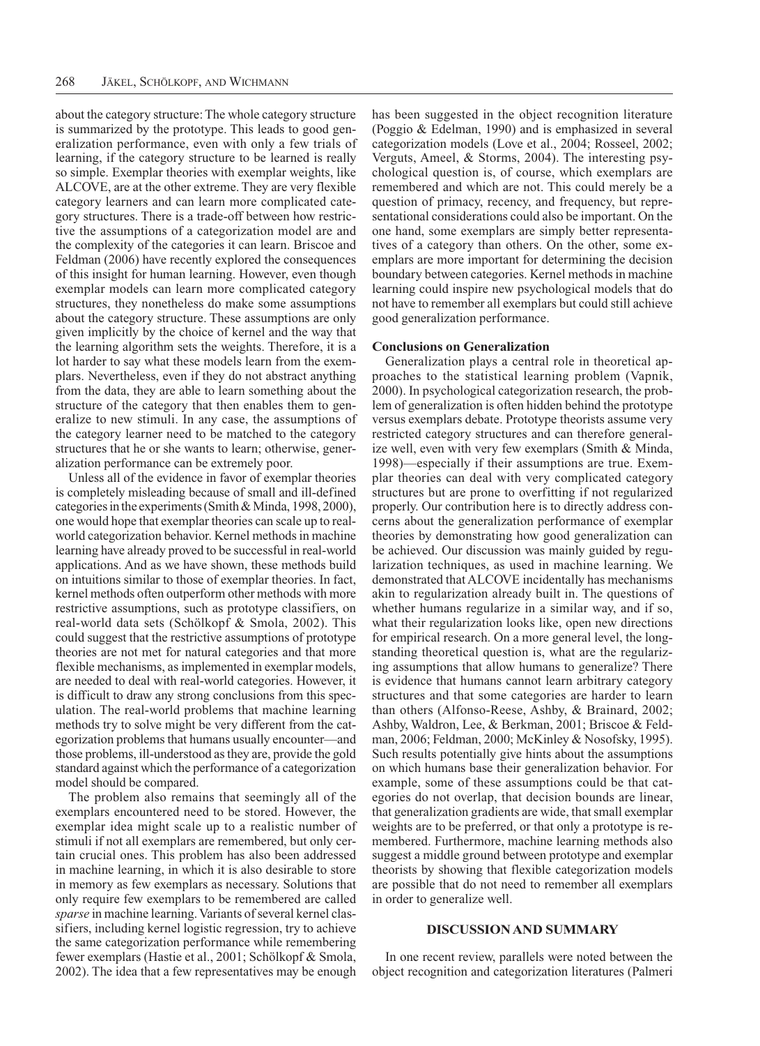about the category structure: The whole category structure is summarized by the prototype. This leads to good generalization performance, even with only a few trials of learning, if the category structure to be learned is really so simple. Exemplar theories with exemplar weights, like ALCOVE, are at the other extreme. They are very flexible category learners and can learn more complicated category structures. There is a trade-off between how restrictive the assumptions of a categorization model are and the complexity of the categories it can learn. Briscoe and Feldman (2006) have recently explored the consequences of this insight for human learning. However, even though exemplar models can learn more complicated category structures, they nonetheless do make some assumptions about the category structure. These assumptions are only given implicitly by the choice of kernel and the way that the learning algorithm sets the weights. Therefore, it is a lot harder to say what these models learn from the exemplars. Nevertheless, even if they do not abstract anything from the data, they are able to learn something about the structure of the category that then enables them to generalize to new stimuli. In any case, the assumptions of the category learner need to be matched to the category structures that he or she wants to learn; otherwise, generalization performance can be extremely poor.

Unless all of the evidence in favor of exemplar theories is completely misleading because of small and ill-defined categories in the experiments (Smith & Minda, 1998, 2000), one would hope that exemplar theories can scale up to real-world categorization behavior. Kernel methods in machine learning have already proved to be successful in real-world applications. And as we have shown, these methods build on intuitions similar to those of exemplar theories. In fact, kernel methods often outperform other methods with more restrictive assumptions, such as prototype classifiers, on real-world data sets (Schölkopf & Smola, 2002). This could suggest that the restrictive assumptions of prototype theories are not met for natural categories and that more flexible mechanisms, as implemented in exemplar models, are needed to deal with real-world categories. However, it is difficult to draw any strong conclusions from this speculation. The real-world problems that machine learning methods try to solve might be very different from the categorization problems that humans usually encounter—and those problems, ill-understood as they are, provide the gold standard against which the performance of a categorization model should be compared.

The problem also remains that seemingly all of the exemplars encountered need to be stored. However, the exemplar idea might scale up to a realistic number of stimuli if not all exemplars are remembered, but only certain crucial ones. This problem has also been addressed in machine learning, in which it is also desirable to store in memory as few exemplars as necessary. Solutions that only require few exemplars to be remembered are called *sparse* in machine learning. Variants of several kernel classifiers, including kernel logistic regression, try to achieve the same categorization performance while remembering fewer exemplars (Hastie et al., 2001; Schölkopf & Smola, 2002). The idea that a few representatives may be enough has been suggested in the object recognition literature (Poggio & Edelman, 1990) and is emphasized in several categorization models (Love et al., 2004; Rosseel, 2002; Verguts, Ameel, & Storms, 2004). The interesting psychological question is, of course, which exemplars are remembered and which are not. This could merely be a question of primacy, recency, and frequency, but representational considerations could also be important. On the one hand, some exemplars are simply better representatives of a category than others. On the other, some exemplars are more important for determining the decision boundary between categories. Kernel methods in machine learning could inspire new psychological models that do not have to remember all exemplars but could still achieve good generalization performance.

### Conclusions on Generalization

Generalization plays a central role in theoretical approaches to the statistical learning problem (Vapnik, 2000). In psychological categorization research, the problem of generalization is often hidden behind the prototype versus exemplars debate. Prototype theorists assume very restricted category structures and can therefore generalize well, even with very few exemplars (Smith & Minda, 1998)—especially if their assumptions are true. Exemplar theories can deal with very complicated category structures but are prone to overfitting if not regularized properly. Our contribution here is to directly address concerns about the generalization performance of exemplar theories by demonstrating how good generalization can be achieved. Our discussion was mainly guided by regularization techniques, as used in machine learning. We demonstrated that ALCOVE incidentally has mechanisms akin to regularization already built in. The questions of whether humans regularize in a similar way, and if so, what their regularization looks like, open new directions for empirical research. On a more general level, the long-standing theoretical question is, what are the regularizing assumptions that allow humans to generalize? There is evidence that humans cannot learn arbitrary category structures and that some categories are harder to learn than others (Alfonso-Reese, Ashby, & Brainard, 2002; Ashby, Waldron, Lee, & Berkman, 2001; Briscoe & Feldman, 2006; Feldman, 2000; McKinley & Nosofsky, 1995). Such results potentially give hints about the assumptions on which humans base their generalization behavior. For example, some of these assumptions could be that categories do not overlap, that decision bounds are linear, that generalization gradients are wide, that small exemplar weights are to be preferred, or that only a prototype is remembered. Furthermore, machine learning methods also suggest a middle ground between prototype and exemplar theorists by showing that flexible categorization models are possible that do not need to remember all exemplars in order to generalize well.

## DISCUSSION AND SUMMARY

In one recent review, parallels were noted between the object recognition and categorization literatures (Palmeri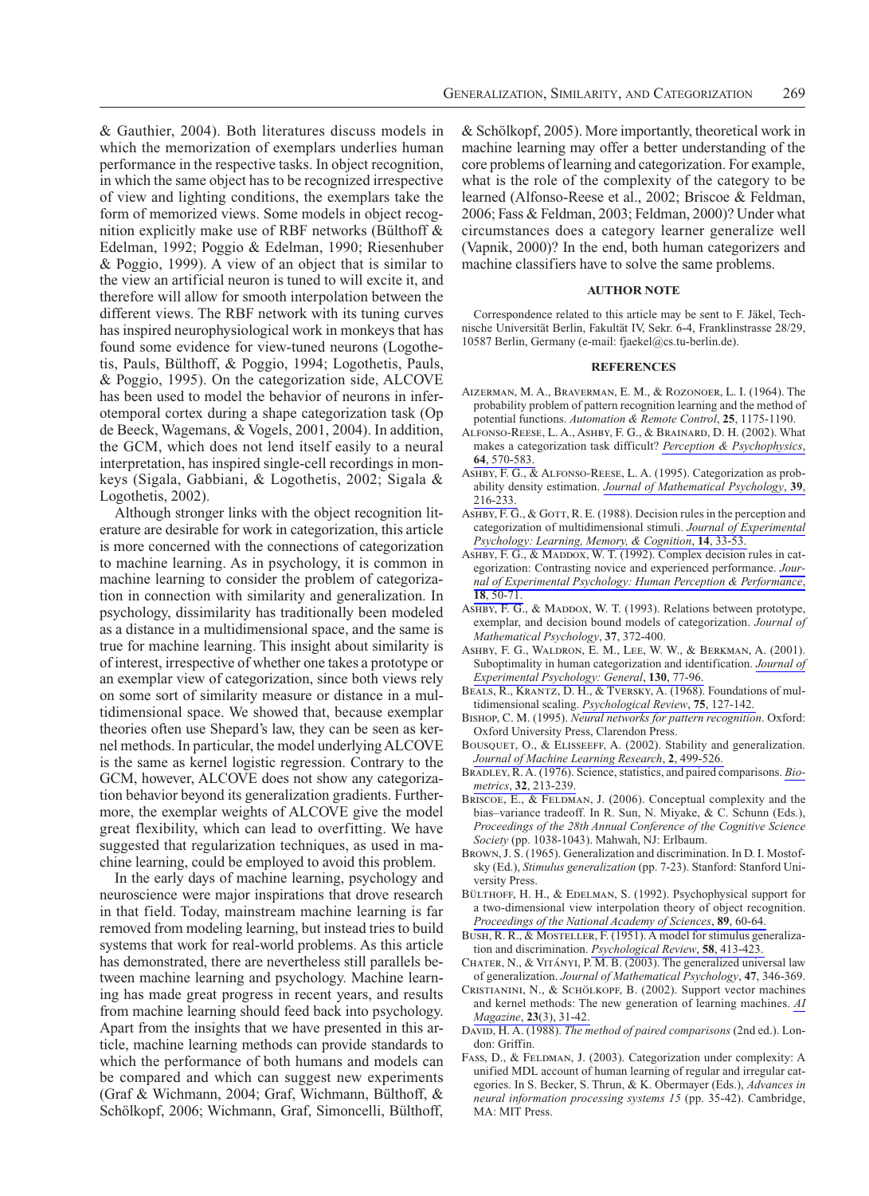& Gauthier, 2004). Both literatures discuss models in which the memorization of exemplars underlies human performance in the respective tasks. In object recognition, in which the same object has to be recognized irrespective of view and lighting conditions, the exemplars take the form of memorized views. Some models in object recognition explicitly make use of RBF networks (Bülthoff & Edelman, 1992; Poggio & Edelman, 1990; Riesenhuber & Poggio, 1999). A view of an object that is similar to the view an artificial neuron is tuned to will excite it, and therefore will allow for smooth interpolation between the different views. The RBF network with its tuning curves has inspired neurophysiological work in monkeys that has found some evidence for view-tuned neurons (Logothetis, Pauls, Bülthoff, & Poggio, 1994; Logothetis, Pauls, & Poggio, 1995). On the categorization side, ALCOVE has been used to model the behavior of neurons in inferotemporal cortex during a shape categorization task (Op de Beeck, Wagemans, & Vogels, 2001, 2004). In addition, the GCM, which does not lend itself easily to a neural interpretation, has inspired single-cell recordings in monkeys (Sigala, Gabbiani, & Logothetis, 2002; Sigala & Logothetis, 2002).

Although stronger links with the object recognition literature are desirable for work in categorization, this article is more concerned with the connections of categorization to machine learning. As in psychology, it is common in machine learning to consider the problem of categorization in connection with similarity and generalization. In psychology, dissimilarity has traditionally been modeled as a distance in a multidimensional space, and the same is true for machine learning. This insight about similarity is of interest, irrespective of whether one takes a prototype or an exemplar view of categorization, since both views rely on some sort of similarity measure or distance in a multidimensional space. We showed that, because exemplar theories often use Shepard's law, they can be seen as kernel methods. In particular, the model underlying ALCOVE is the same as kernel logistic regression. Contrary to the GCM, however, ALCOVE does not show any categorization behavior beyond its generalization gradients. Furthermore, the exemplar weights of ALCOVE give the model great flexibility, which can lead to overfitting. We have suggested that regularization techniques, as used in machine learning, could be employed to avoid this problem.

In the early days of machine learning, psychology and neuroscience were major inspirations that drove research in that field. Today, mainstream machine learning is far removed from modeling learning, but instead tries to build systems that work for real-world problems. As this article has demonstrated, there are nevertheless still parallels between machine learning and psychology. Machine learning has made great progress in recent years, and results from machine learning should feed back into psychology. Apart from the insights that we have presented in this article, machine learning methods can provide standards to which the performance of both humans and models can be compared and which can suggest new experiments (Graf & Wichmann, 2004; Graf, Wichmann, Bülthoff, & Schölkopf, 2006; Wichmann, Graf, Simoncelli, Bülthoff, & Schölkopf, 2005). More importantly, theoretical work in machine learning may offer a better understanding of the core problems of learning and categorization. For example, what is the role of the complexity of the category to be learned (Alfonso-Reese et al., 2002; Briscoe & Feldman, 2006; Fass & Feldman, 2003; Feldman, 2000)? Under what circumstances does a category learner generalize well (Vapnik, 2000)? In the end, both human categorizers and machine classifiers have to solve the same problems.

## AUTHOR NOTE

Correspondence related to this article may be sent to F. Jäkel, Technische Universität Berlin, Fakultät IV, Sekr. 6-4, Franklinstrasse 28/29, 10587 Berlin, Germany (e-mail: fjaekel@cs.tu-berlin.de).

## REFERENCES

Aizerman, M. A., Braverman, E. M., & Rozonoer, L. I. (1964). The probability problem of pattern recognition learning and the method of potential functions. *Automation & Remote Control*, **25**, 1175-1190.

Alfonso-Reese, L. A., Ashby, F. G., & Brainard, D. H. (2002). What makes a categorization task difficult? *Perception & Psychophysics*, **64**, 570-583.

Ashby, F. G., & Alfonso-Reese, L. A. (1995). Categorization as probability density estimation. *Journal of Mathematical Psychology*, **39**, 216-233.

Ashby, F. G., & Gott, R. E. (1988). Decision rules in the perception and categorization of multidimensional stimuli. *Journal of Experimental Psychology: Learning, Memory, & Cognition*, **14**, 33-53.

Ashby, F. G., & Maddox, W. T. (1992). Complex decision rules in categorization: Contrasting novice and experienced performance. *Journal of Experimental Psychology: Human Perception & Performance*, **18**, 50-71.

Ashby, F. G., & Maddox, W. T. (1993). Relations between prototype, exemplar, and decision bound models of categorization. *Journal of Mathematical Psychology*, **37**, 372-400.

Ashby, F. G., Waldron, E. M., Lee, W. W., & Berkman, A. (2001). Suboptimality in human categorization and identification. *Journal of Experimental Psychology: General*, **130**, 77-96.

Beals, R., Krantz, D. H., & Tversky, A. (1968). Foundations of multidimensional scaling. *Psychological Review*, **75**, 127-142.

Bishop, C. M. (1995). *Neural networks for pattern recognition*. Oxford: Oxford University Press, Clarendon Press.

Bousquet, O., & Elisseeff, A. (2002). Stability and generalization. *Journal of Machine Learning Research*, **2**, 499-526.

Bradley, R. A. (1976). Science, statistics, and paired comparisons. *Biometrics*, **32**, 213-239.

Briscoe, E., & Feldman, J. (2006). Conceptual complexity and the bias–variance tradeoff. In R. Sun, N. Miyake, & C. Schunn (Eds.), *Proceedings of the 28th Annual Conference of the Cognitive Science Society* (pp. 1038-1043). Mahwah, NJ: Erlbaum.

Brown, J. S. (1965). Generalization and discrimination. In D. I. Mostofsky (Ed.), *Stimulus generalization* (pp. 7-23). Stanford: Stanford University Press.

Bülthoff, H. H., & Edelman, S. (1992). Psychophysical support for a two-dimensional view interpolation theory of object recognition. *Proceedings of the National Academy of Sciences*, **89**, 60-64.

Bush, R. R., & Mosteller, F. (1951). A model for stimulus generalization and discrimination. *Psychological Review*, **58**, 413-423.

Chater, N., & Vitányi, P. M. B. (2003). The generalized universal law of generalization. *Journal of Mathematical Psychology*, **47**, 346-369.

Cristianini, N., & Schölkopf, B. (2002). Support vector machines and kernel methods: The new generation of learning machines. *AI Magazine*, **23**(3), 31-42.

David, H. A. (1988). *The method of paired comparisons* (2nd ed.). London: Griffin.

Fass, D., & Feldman, J. (2003). Categorization under complexity: A unified MDL account of human learning of regular and irregular categories. In S. Becker, S. Thrun, & K. Obermayer (Eds.), *Advances in neural information processing systems 15* (pp. 35-42). Cambridge, MA: MIT Press.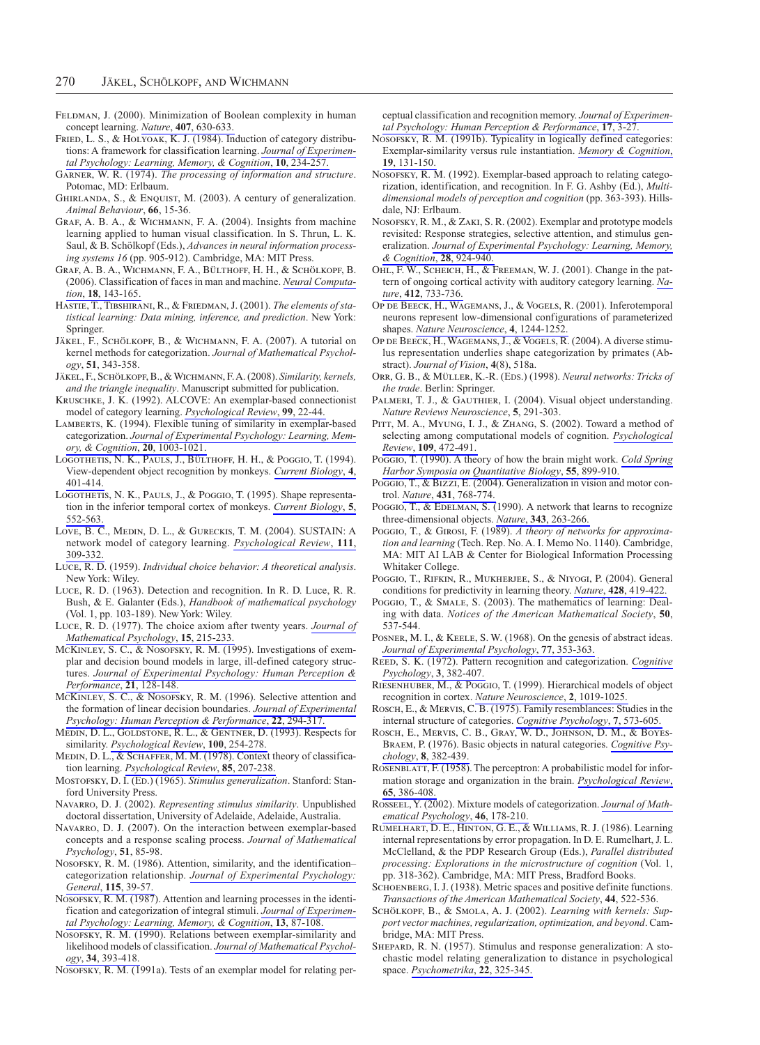Feldman, J. (2000). Minimization of Boolean complexity in human concept learning. *Nature*, **407**, 630-633.

Fried, L. S., & Holyoak, K. J. (1984). Induction of category distributions: A framework for classification learning. *Journal of Experimental Psychology: Learning, Memory, & Cognition*, **10**, 234-257.

Garner, W. R. (1974). *The processing of information and structure*. Potomac, MD: Erlbaum.

Ghirlanda, S., & Enquist, M. (2003). A century of generalization. *Animal Behaviour*, **66**, 15-36.

Graf, A. B. A., & Wichmann, F. A. (2004). Insights from machine learning applied to human visual classification. In S. Thrun, L. K. Saul, & B. Schölkopf (Eds.), *Advances in neural information processing systems 16* (pp. 905-912). Cambridge, MA: MIT Press.

Graf, A. B. A., Wichmann, F. A., Bülthoff, H. H., & Schölkopf, B. (2006). Classification of faces in man and machine. *Neural Computation*, **18**, 143-165.

Hastie, T., Tibshirani, R., & Friedman, J. (2001). *The elements of statistical learning: Data mining, inference, and prediction*. New York: Springer.

Jäkel, F., Schölkopf, B., & Wichmann, F. A. (2007). A tutorial on kernel methods for categorization. *Journal of Mathematical Psychology*, **51**, 343-358.

Jäkel, F., Schölkopf, B., & Wichmann, F. A. (2008). *Similarity, kernels, and the triangle inequality*. Manuscript submitted for publication.

Kruschke, J. K. (1992). ALCOVE: An exemplar-based connectionist model of category learning. *Psychological Review*, **99**, 22-44.

Lamberts, K. (1994). Flexible tuning of similarity in exemplar-based categorization. *Journal of Experimental Psychology: Learning, Memory, & Cognition*, **20**, 1003-1021.

Logothetis, N. K., Pauls, J., Bülthoff, H. H., & Poggio, T. (1994). View-dependent object recognition by monkeys. *Current Biology*, **4**, 401-414.

Logothetis, N. K., Pauls, J., & Poggio, T. (1995). Shape representation in the inferior temporal cortex of monkeys. *Current Biology*, **5**, 552-563.

Love, B. C., Medin, D. L., & Gureckis, T. M. (2004). SUSTAIN: A network model of category learning. *Psychological Review*, **111**, 309-332.

Luce, R. D. (1959). *Individual choice behavior: A theoretical analysis*. New York: Wiley.

Luce, R. D. (1963). Detection and recognition. In R. D. Luce, R. R. Bush, & E. Galanter (Eds.), *Handbook of mathematical psychology* (Vol. 1, pp. 103-189). New York: Wiley.

Luce, R. D. (1977). The choice axiom after twenty years. *Journal of Mathematical Psychology*, **15**, 215-233.

McKinley, S. C., & Nosofsky, R. M. (1995). Investigations of exemplar and decision bound models in large, ill-defined category structures. *Journal of Experimental Psychology: Human Perception & Performance*, **21**, 128-148.

McKinley, S. C., & Nosofsky, R. M. (1996). Selective attention and the formation of linear decision boundaries. *Journal of Experimental Psychology: Human Perception & Performance*, **22**, 294-317.

Medin, D. L., Goldstone, R. L., & Gentner, D. (1993). Respects for similarity. *Psychological Review*, **100**, 254-278.

Medin, D. L., & Schaffer, M. M. (1978). Context theory of classification learning. *Psychological Review*, **85**, 207-238.

Mostofsky, D. I. (Ed.) (1965). *Stimulus generalization*. Stanford: Stanford University Press.

Navarro, D. J. (2002). *Representing stimulus similarity*. Unpublished doctoral dissertation, University of Adelaide, Adelaide, Australia.

Navarro, D. J. (2007). On the interaction between exemplar-based concepts and a response scaling process. *Journal of Mathematical Psychology*, **51**, 85-98.

Nosofsky, R. M. (1986). Attention, similarity, and the identification–categorization relationship. *Journal of Experimental Psychology: General*, **115**, 39-57.

Nosofsky, R. M. (1987). Attention and learning processes in the identification and categorization of integral stimuli. *Journal of Experimental Psychology: Learning, Memory, & Cognition*, **13**, 87-108.

Nosofsky, R. M. (1990). Relations between exemplar-similarity and likelihood models of classification. *Journal of Mathematical Psychology*, **34**, 393-418.

Nosofsky, R. M. (1991a). Tests of an exemplar model for relating perceptual classification and recognition memory. *Journal of Experimental Psychology: Human Perception & Performance*, **17**, 3-27.

Nosofsky, R. M. (1991b). Typicality in logically defined categories: Exemplar-similarity versus rule instantiation. *Memory & Cognition*, **19**, 131-150.

Nosofsky, R. M. (1992). Exemplar-based approach to relating categorization, identification, and recognition. In F. G. Ashby (Ed.), *Multidimensional models of perception and cognition* (pp. 363-393). Hillsdale, NJ: Erlbaum.

Nosofsky, R. M., & Zaki, S. R. (2002). Exemplar and prototype models revisited: Response strategies, selective attention, and stimulus generalization. *Journal of Experimental Psychology: Learning, Memory, & Cognition*, **28**, 924-940.

Ohl, F. W., Scheich, H., & Freeman, W. J. (2001). Change in the pattern of ongoing cortical activity with auditory category learning. *Nature*, **412**, 733-736.

Op de Beeck, H., Wagemans, J., & Vogels, R. (2001). Inferotemporal neurons represent low-dimensional configurations of parameterized shapes. *Nature Neuroscience*, **4**, 1244-1252.

Op de Beeck, H., Wagemans, J., & Vogels, R. (2004). A diverse stimulus representation underlies shape categorization by primates (Abstract). *Journal of Vision*, **4**(8), 518a.

Orr, G. B., & Müller, K.-R. (Eds.) (1998). *Neural networks: Tricks of the trade*. Berlin: Springer.

Palmeri, T. J., & Gauthier, I. (2004). Visual object understanding. *Nature Reviews Neuroscience*, **5**, 291-303.

Pitt, M. A., Myung, I. J., & Zhang, S. (2002). Toward a method of selecting among computational models of cognition. *Psychological Review*, **109**, 472-491.

Poggio, T. (1990). A theory of how the brain might work. *Cold Spring Harbor Symposia on Quantitative Biology*, **55**, 899-910.

Poggio, T., & Bizzi, E. (2004). Generalization in vision and motor control. *Nature*, **431**, 768-774.

Poggio, T., & Edelman, S. (1990). A network that learns to recognize three-dimensional objects. *Nature*, **343**, 263-266.

Poggio, T., & Girosi, F. (1989). *A theory of networks for approximation and learning* (Tech. Rep. No. A. I. Memo No. 1140). Cambridge, MA: MIT AI LAB & Center for Biological Information Processing Whitaker College.

Poggio, T., Rifkin, R., Mukherjee, S., & Niyogi, P. (2004). General conditions for predictivity in learning theory. *Nature*, **428**, 419-422.

Poggio, T., & Smale, S. (2003). The mathematics of learning: Dealing with data. *Notices of the American Mathematical Society*, **50**, 537-544.

Posner, M. I., & Keele, S. W. (1968). On the genesis of abstract ideas. *Journal of Experimental Psychology*, **77**, 353-363.

Reed, S. K. (1972). Pattern recognition and categorization. *Cognitive Psychology*, **3**, 382-407.

Riesenhuber, M., & Poggio, T. (1999). Hierarchical models of object recognition in cortex. *Nature Neuroscience*, **2**, 1019-1025.

Rosch, E., & Mervis, C. B. (1975). Family resemblances: Studies in the internal structure of categories. *Cognitive Psychology*, **7**, 573-605.

Rosch, E., Mervis, C. B., Gray, W. D., Johnson, D. M., & Boyes-Braem, P. (1976). Basic objects in natural categories. *Cognitive Psychology*, **8**, 382-439.

Rosenblatt, F. (1958). The perceptron: A probabilistic model for information storage and organization in the brain. *Psychological Review*, **65**, 386-408.

Rosseel, Y. (2002). Mixture models of categorization. *Journal of Mathematical Psychology*, **46**, 178-210.

Rumelhart, D. E., Hinton, G. E., & Williams, R. J. (1986). Learning internal representations by error propagation. In D. E. Rumelhart, J. L. McClelland, & the PDP Research Group (Eds.), *Parallel distributed processing: Explorations in the microstructure of cognition* (Vol. 1, pp. 318-362). Cambridge, MA: MIT Press, Bradford Books.

Schoenberg, I. J. (1938). Metric spaces and positive definite functions. *Transactions of the American Mathematical Society*, **44**, 522-536.

Schölkopf, B., & Smola, A. J. (2002). *Learning with kernels: Support vector machines, regularization, optimization, and beyond*. Cambridge, MA: MIT Press.

Shepard, R. N. (1957). Stimulus and response generalization: A stochastic model relating generalization to distance in psychological space. *Psychometrika*, **22**, 325-345.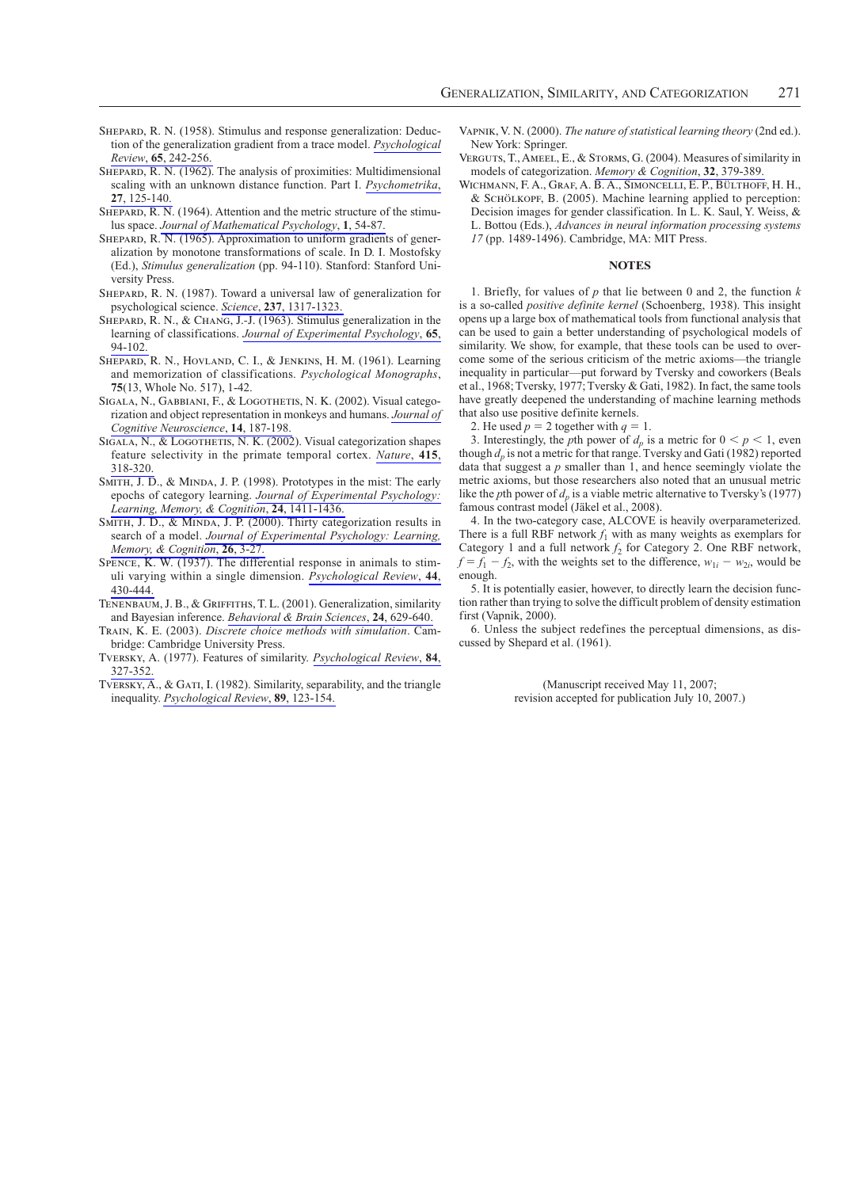Shepard, R. N. (1958). Stimulus and response generalization: Deduction of the generalization gradient from a trace model. *Psychological Review*, **65**, 242-256.

Shepard, R. N. (1962). The analysis of proximities: Multidimensional scaling with an unknown distance function. Part I. *Psychometrika*, **27**, 125-140.

Shepard, R. N. (1964). Attention and the metric structure of the stimulus space. *Journal of Mathematical Psychology*, **1**, 54-87.

Shepard, R. N. (1965). Approximation to uniform gradients of generalization by monotone transformations of scale. In D. I. Mostofsky (Ed.), *Stimulus generalization* (pp. 94-110). Stanford: Stanford University Press.

Shepard, R. N. (1987). Toward a universal law of generalization for psychological science. *Science*, **237**, 1317-1323.

Shepard, R. N., & Chang, J.-J. (1963). Stimulus generalization in the learning of classifications. *Journal of Experimental Psychology*, **65**, 94-102.

Shepard, R. N., Hovland, C. I., & Jenkins, H. M. (1961). Learning and memorization of classifications. *Psychological Monographs*, **75**(13, Whole No. 517), 1-42.

Sigala, N., Gabbiani, F., & Logothetis, N. K. (2002). Visual categorization and object representation in monkeys and humans. *Journal of Cognitive Neuroscience*, **14**, 187-198.

Sigala, N., & Logothetis, N. K. (2002). Visual categorization shapes feature selectivity in the primate temporal cortex. *Nature*, **415**, 318-320.

Smith, J. D., & Minda, J. P. (1998). Prototypes in the mist: The early epochs of category learning. *Journal of Experimental Psychology: Learning, Memory, & Cognition*, **24**, 1411-1436.

Smith, J. D., & Minda, J. P. (2000). Thirty categorization results in search of a model. *Journal of Experimental Psychology: Learning, Memory, & Cognition*, **26**, 3-27.

Spence, K. W. (1937). The differential response in animals to stimuli varying within a single dimension. *Psychological Review*, **44**, 430-444.

Tenenbaum, J. B., & Griffiths, T. L. (2001). Generalization, similarity and Bayesian inference. *Behavioral & Brain Sciences*, **24**, 629-640.

Train, K. E. (2003). *Discrete choice methods with simulation*. Cambridge: Cambridge University Press.

Tversky, A. (1977). Features of similarity. *Psychological Review*, **84**, 327-352.

Tversky, A., & Gati, I. (1982). Similarity, separability, and the triangle inequality. *Psychological Review*, **89**, 123-154.

Vapnik, V. N. (2000). *The nature of statistical learning theory* (2nd ed.). New York: Springer.

Verguts, T., Ameel, E., & Storms, G. (2004). Measures of similarity in models of categorization. *Memory & Cognition*, **32**, 379-389.

Wichmann, F. A., Graf, A. B. A., Simoncelli, E. P., Bülthoff, H. H., & Schölkopf, B. (2005). Machine learning applied to perception: Decision images for gender classification. In L. K. Saul, Y. Weiss, & L. Bottou (Eds.), *Advances in neural information processing systems 17* (pp. 1489-1496). Cambridge, MA: MIT Press.

## NOTES

1. Briefly, for values of $p$ that lie between 0 and 2, the function $k$ is a so-called *positive definite kernel* (Schoenberg, 1938). This insight opens up a large box of mathematical tools from functional analysis that can be used to gain a better understanding of psychological models of similarity. We show, for example, that these tools can be used to overcome some of the serious criticism of the metric axioms—the triangle inequality in particular—put forward by Tversky and coworkers (Beals et al., 1968; Tversky, 1977; Tversky & Gati, 1982). In fact, the same tools have greatly deepened the understanding of machine learning methods that also use positive definite kernels.

2. He used $p = 2$ together with $q = 1$.

3. Interestingly, the $p$th power of $d_p$ is a metric for $0 < p < 1$, even though $d_p$ is not a metric for that range. Tversky and Gati (1982) reported data that suggest a $p$ smaller than 1, and hence seemingly violate the metric axioms, but those researchers also noted that an unusual metric like the $p$th power of $d_p$ is a viable metric alternative to Tversky's (1977) famous contrast model (Jäkel et al., 2008).

4. In the two-category case, ALCOVE is heavily overparameterized. There is a full RBF network $f_1$ with as many weights as exemplars for Category 1 and a full network $f_2$ for Category 2. One RBF network, $f = f_1 - f_2$, with the weights set to the difference, $w_{1i} - w_{2i}$, would be enough.

5. It is potentially easier, however, to directly learn the decision function rather than trying to solve the difficult problem of density estimation first (Vapnik, 2000).

6. Unless the subject redefines the perceptual dimensions, as discussed by Shepard et al. (1961).

(Manuscript received May 11, 2007;
revision accepted for publication July 10, 2007.)